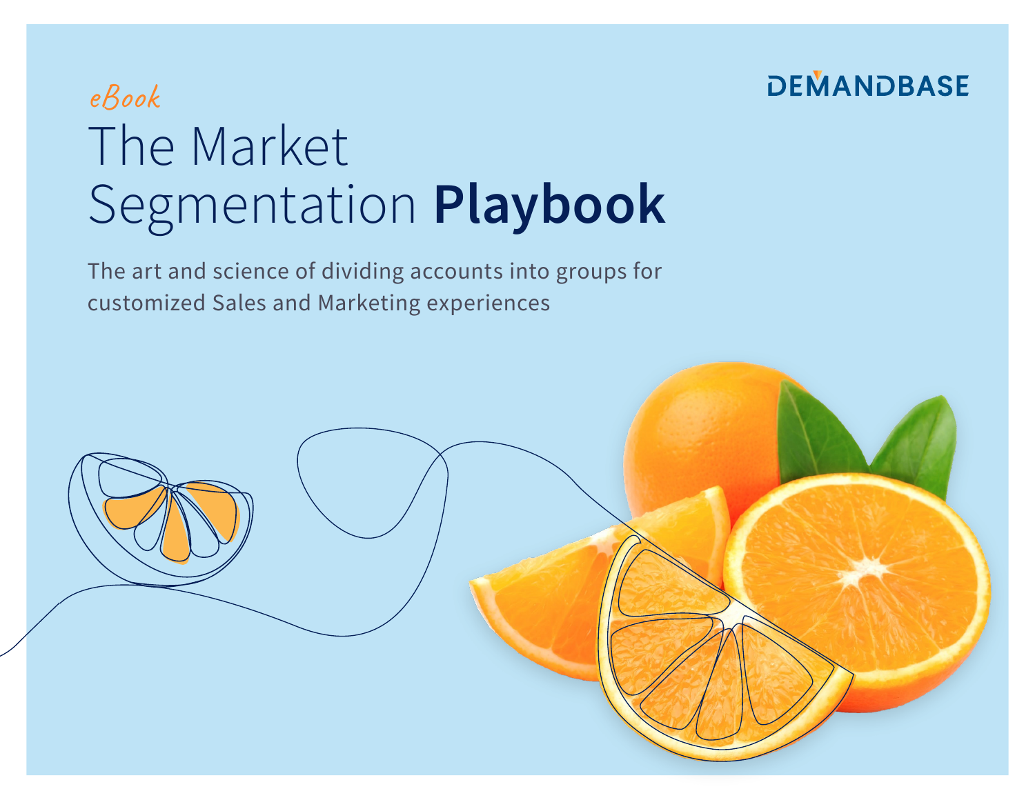DEMANDBASE

*eBook*

# The Market Segmentation **Playbook**

The art and science of dividing accounts into groups for customized Sales and Marketing experiences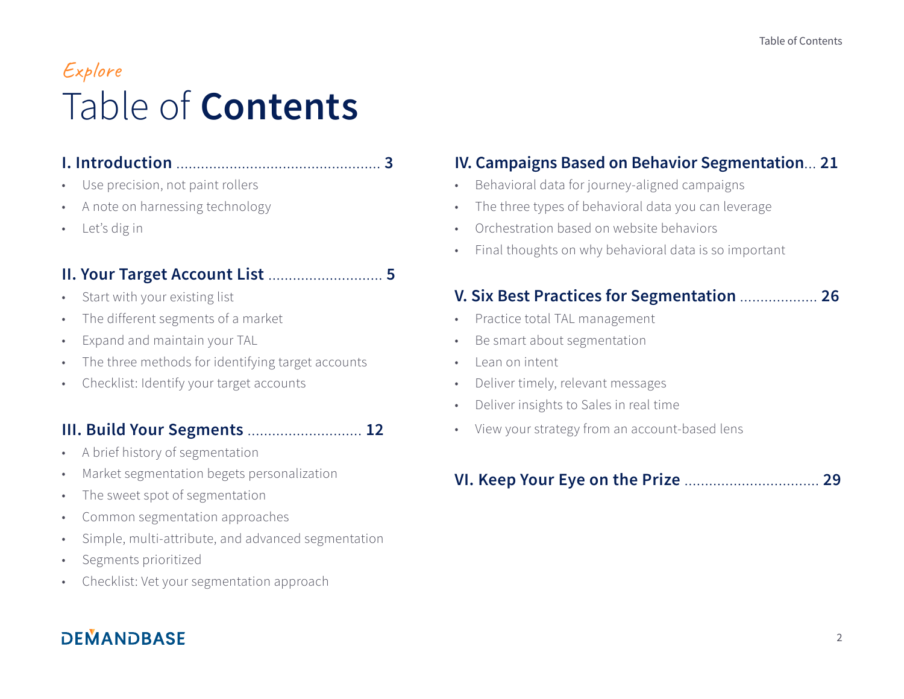*Explore*

# Table of **Contents**

**I. Introduction** .................................................. **3**

- Use precision, not paint rollers
- A note on harnessing technology
- Let's dig in

**II. Your Target Account List** ............................ **5**

- Start with your existing list
- The different segments of a market
- Expand and maintain your TAL
- The three methods for identifying target accounts
- Checklist: Identify your target accounts

**III. Build Your Segments** ............................ **12**

- A brief history of segmentation
- Market segmentation begets personalization
- The sweet spot of segmentation
- Common segmentation approaches
- Simple, multi-attribute, and advanced segmentation
- Segments prioritized
- Checklist: Vet your segmentation approach

**IV. Campaigns Based on Behavior Segmentation**... **21**

- Behavioral data for journey-aligned campaigns
- The three types of behavioral data you can leverage
- Orchestration based on website behaviors
- Final thoughts on why behavioral data is so important

**V. Six Best Practices for Segmentation** .................. **26**

- Practice total TAL management
- Be smart about segmentation
- Lean on intent
- Deliver timely, relevant messages
- Deliver insights to Sales in real time
- View your strategy from an account-based lens

**VI. Keep Your Eye on the Prize** ................................ **29**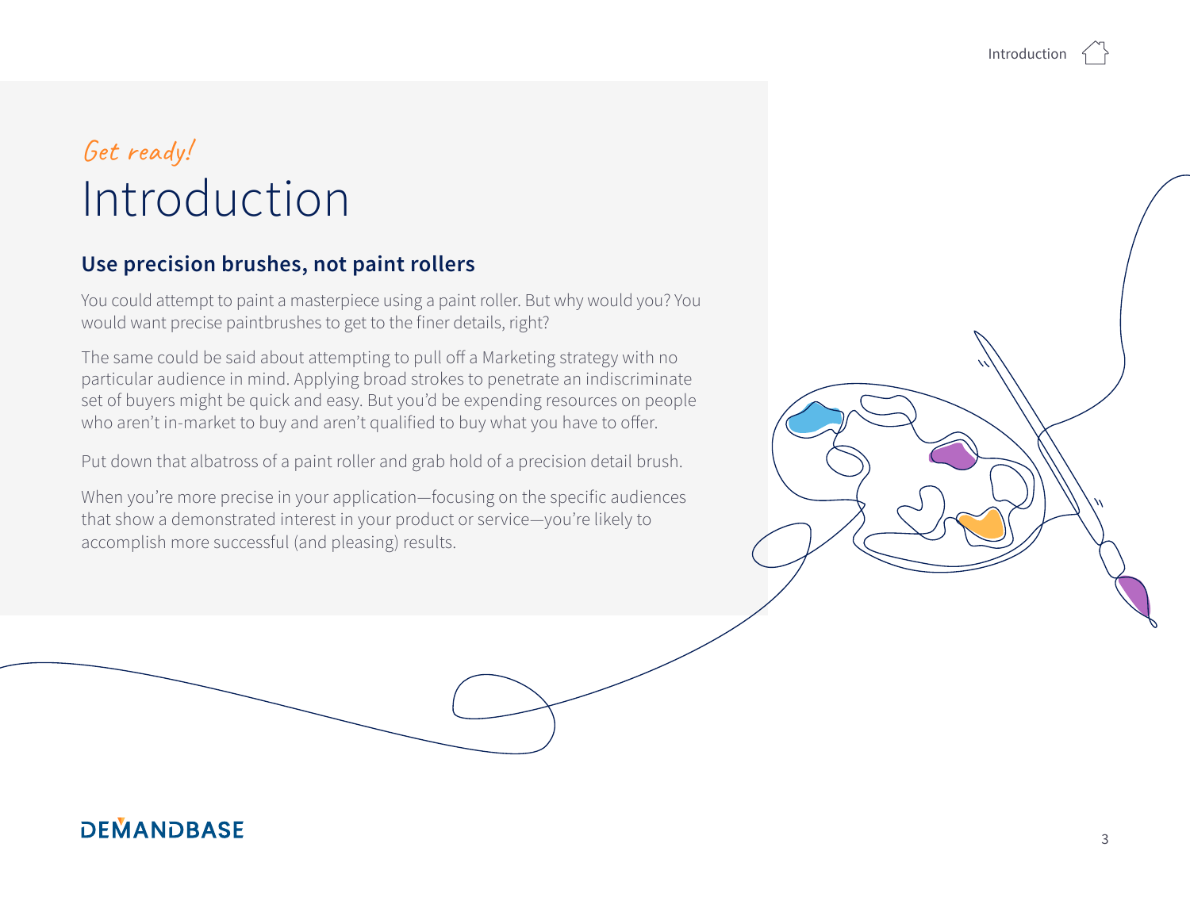*Get ready!*

# Introduction

## Use precision brushes, not paint rollers

You could attempt to paint a masterpiece using a paint roller. But why would you? You would want precise paintbrushes to get to the finer details, right?

The same could be said about attempting to pull off a Marketing strategy with no particular audience in mind. Applying broad strokes to penetrate an indiscriminate set of buyers might be quick and easy. But you'd be expending resources on people who aren't in-market to buy and aren't qualified to buy what you have to offer.

Put down that albatross of a paint roller and grab hold of a precision detail brush.

When you're more precise in your application—focusing on the specific audiences that show a demonstrated interest in your product or service—you're likely to accomplish more successful (and pleasing) results.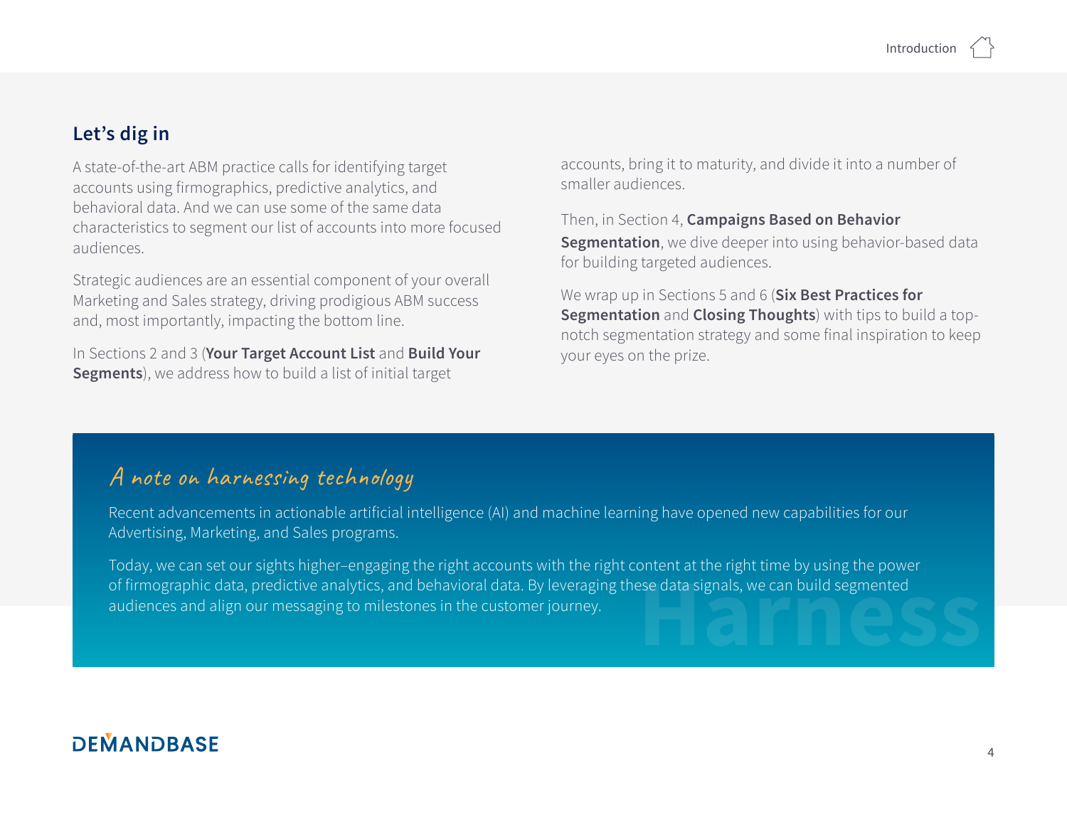## Let's dig in

A state-of-the-art ABM practice calls for identifying target accounts using firmographics, predictive analytics, and behavioral data. And we can use some of the same data characteristics to segment our list of accounts into more focused audiences.

Strategic audiences are an essential component of your overall Marketing and Sales strategy, driving prodigious ABM success and, most importantly, impacting the bottom line.

In Sections 2 and 3 (**Your Target Account List** and **Build Your Segments**), we address how to build a list of initial target accounts, bring it to maturity, and divide it into a number of smaller audiences.

Then, in Section 4, **Campaigns Based on Behavior Segmentation**, we dive deeper into using behavior-based data for building targeted audiences.

We wrap up in Sections 5 and 6 (**Six Best Practices for Segmentation** and **Closing Thoughts**) with tips to build a top-notch segmentation strategy and some final inspiration to keep your eyes on the prize.

### *A note on harnessing technology*

Recent advancements in actionable artificial intelligence (AI) and machine learning have opened new capabilities for our Advertising, Marketing, and Sales programs.

Today, we can set our sights higher–engaging the right accounts with the right content at the right time by using the power of firmographic data, predictive analytics, and behavioral data. By leveraging these data signals, we can build segmented audiences and align our messaging to milestones in the customer journey.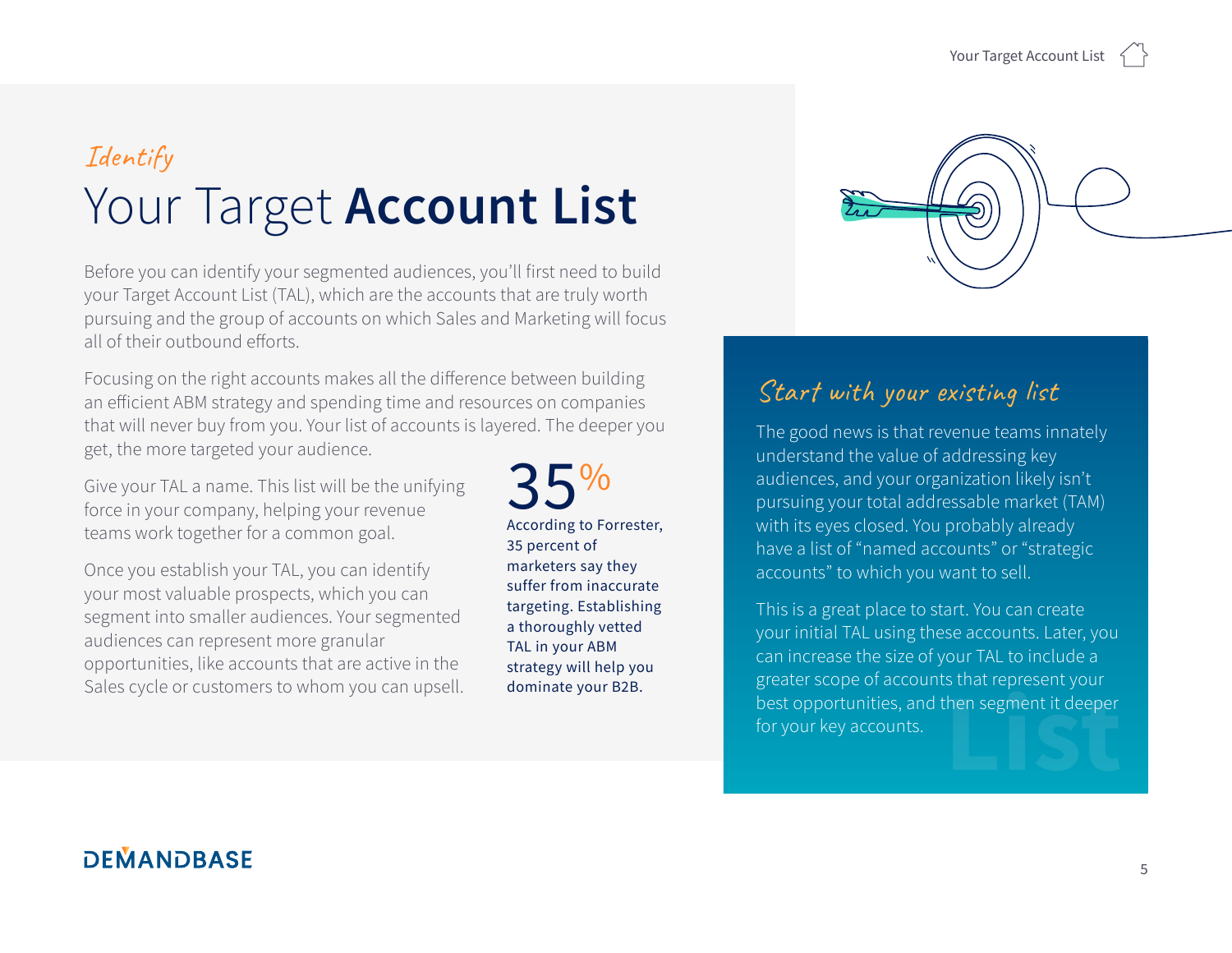*Identify*

# Your Target **Account List**

Before you can identify your segmented audiences, you'll first need to build your Target Account List (TAL), which are the accounts that are truly worth pursuing and the group of accounts on which Sales and Marketing will focus all of their outbound efforts.

Focusing on the right accounts makes all the difference between building an efficient ABM strategy and spending time and resources on companies that will never buy from you. Your list of accounts is layered. The deeper you get, the more targeted your audience.

Give your TAL a name. This list will be the unifying force in your company, helping your revenue teams work together for a common goal.

Once you establish your TAL, you can identify your most valuable prospects, which you can segment into smaller audiences. Your segmented audiences can represent more granular opportunities, like accounts that are active in the Sales cycle or customers to whom you can upsell.

**35%**

According to Forrester, 35 percent of marketers say they suffer from inaccurate targeting. Establishing a thoroughly vetted TAL in your ABM strategy will help you dominate your B2B.

## *Start with your existing list*

The good news is that revenue teams innately understand the value of addressing key audiences, and your organization likely isn't pursuing your total addressable market (TAM) with its eyes closed. You probably already have a list of "named accounts" or "strategic accounts" to which you want to sell.

This is a great place to start. You can create your initial TAL using these accounts. Later, you can increase the size of your TAL to include a greater scope of accounts that represent your best opportunities, and then segment it deeper for your key accounts.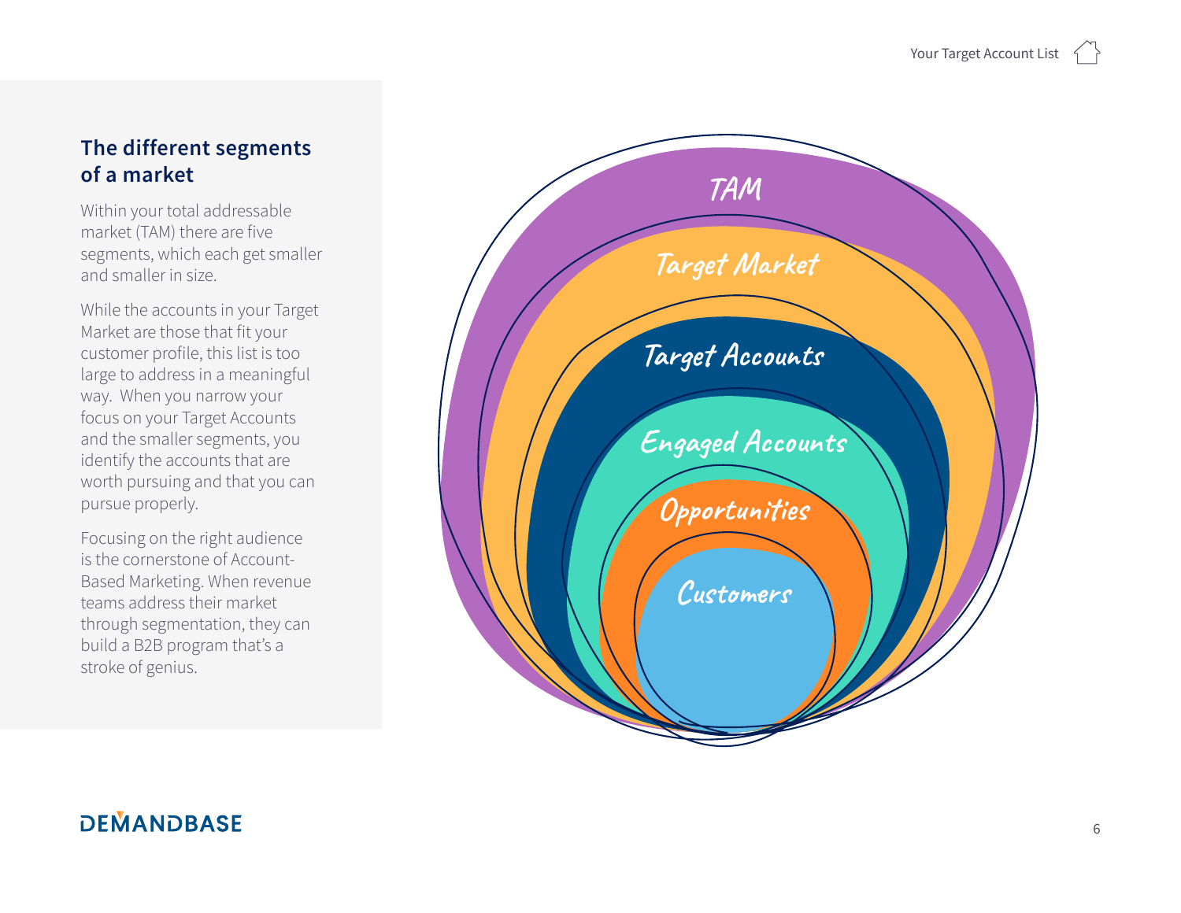## The different segments of a market

Within your total addressable market (TAM) there are five segments, which each get smaller and smaller in size.

While the accounts in your Target Market are those that fit your customer profile, this list is too large to address in a meaningful way. When you narrow your focus on your Target Accounts and the smaller segments, you identify the accounts that are worth pursuing and that you can pursue properly.

Focusing on the right audience is the cornerstone of Account-Based Marketing. When revenue teams address their market through segmentation, they can build a B2B program that's a stroke of genius.

TAM

Target Market

Target Accounts

Engaged Accounts

Opportunities

Customers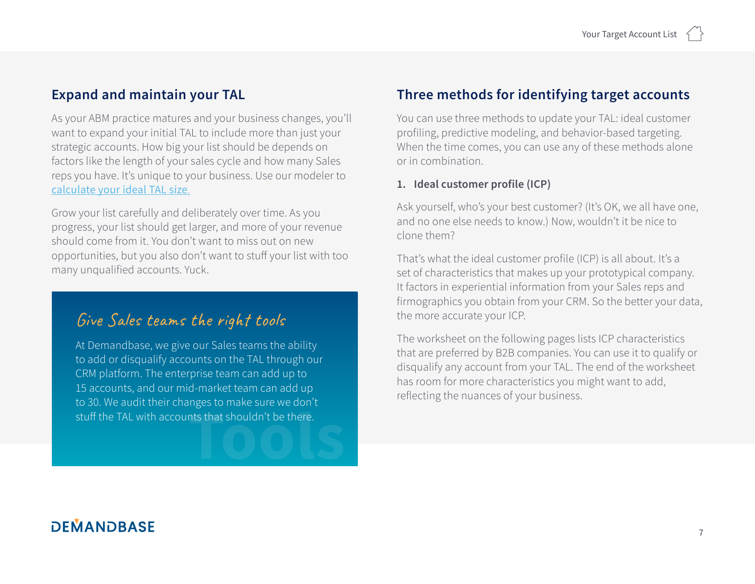## Expand and maintain your TAL

As your ABM practice matures and your business changes, you'll want to expand your initial TAL to include more than just your strategic accounts. How big your list should be depends on factors like the length of your sales cycle and how many Sales reps you have. It's unique to your business. Use our modeler to calculate your ideal TAL size.

Grow your list carefully and deliberately over time. As you progress, your list should get larger, and more of your revenue should come from it. You don't want to miss out on new opportunities, but you also don't want to stuff your list with too many unqualified accounts. Yuck.

### *Give Sales teams the right tools*

At Demandbase, we give our Sales teams the ability to add or disqualify accounts on the TAL through our CRM platform. The enterprise team can add up to 15 accounts, and our mid-market team can add up to 30. We audit their changes to make sure we don't stuff the TAL with accounts that shouldn't be there.

## Three methods for identifying target accounts

You can use three methods to update your TAL: ideal customer profiling, predictive modeling, and behavior-based targeting. When the time comes, you can use any of these methods alone or in combination.

### 1. Ideal customer profile (ICP)

Ask yourself, who's your best customer? (It's OK, we all have one, and no one else needs to know.) Now, wouldn't it be nice to clone them?

That's what the ideal customer profile (ICP) is all about. It's a set of characteristics that makes up your prototypical company. It factors in experiential information from your Sales reps and firmographics you obtain from your CRM. So the better your data, the more accurate your ICP.

The worksheet on the following pages lists ICP characteristics that are preferred by B2B companies. You can use it to qualify or disqualify any account from your TAL. The end of the worksheet has room for more characteristics you might want to add, reflecting the nuances of your business.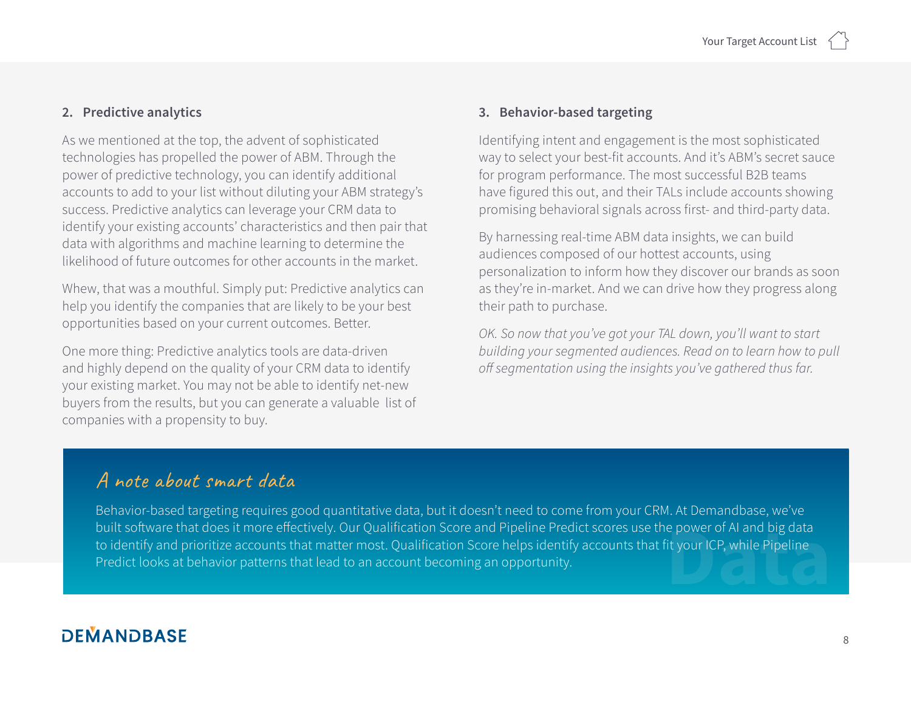### 2. Predictive analytics

As we mentioned at the top, the advent of sophisticated technologies has propelled the power of ABM. Through the power of predictive technology, you can identify additional accounts to add to your list without diluting your ABM strategy's success. Predictive analytics can leverage your CRM data to identify your existing accounts' characteristics and then pair that data with algorithms and machine learning to determine the likelihood of future outcomes for other accounts in the market.

Whew, that was a mouthful. Simply put: Predictive analytics can help you identify the companies that are likely to be your best opportunities based on your current outcomes. Better.

One more thing: Predictive analytics tools are data-driven and highly depend on the quality of your CRM data to identify your existing market. You may not be able to identify net-new buyers from the results, but you can generate a valuable list of companies with a propensity to buy.

### 3. Behavior-based targeting

Identifying intent and engagement is the most sophisticated way to select your best-fit accounts. And it's ABM's secret sauce for program performance. The most successful B2B teams have figured this out, and their TALs include accounts showing promising behavioral signals across first- and third-party data.

By harnessing real-time ABM data insights, we can build audiences composed of our hottest accounts, using personalization to inform how they discover our brands as soon as they're in-market. And we can drive how they progress along their path to purchase.

*OK. So now that you've got your TAL down, you'll want to start building your segmented audiences. Read on to learn how to pull off segmentation using the insights you've gathered thus far.*

## A note about smart data

Behavior-based targeting requires good quantitative data, but it doesn't need to come from your CRM. At Demandbase, we've built software that does it more effectively. Our Qualification Score and Pipeline Predict scores use the power of AI and big data to identify and prioritize accounts that matter most. Qualification Score helps identify accounts that fit your ICP, while Pipeline Predict looks at behavior patterns that lead to an account becoming an opportunity.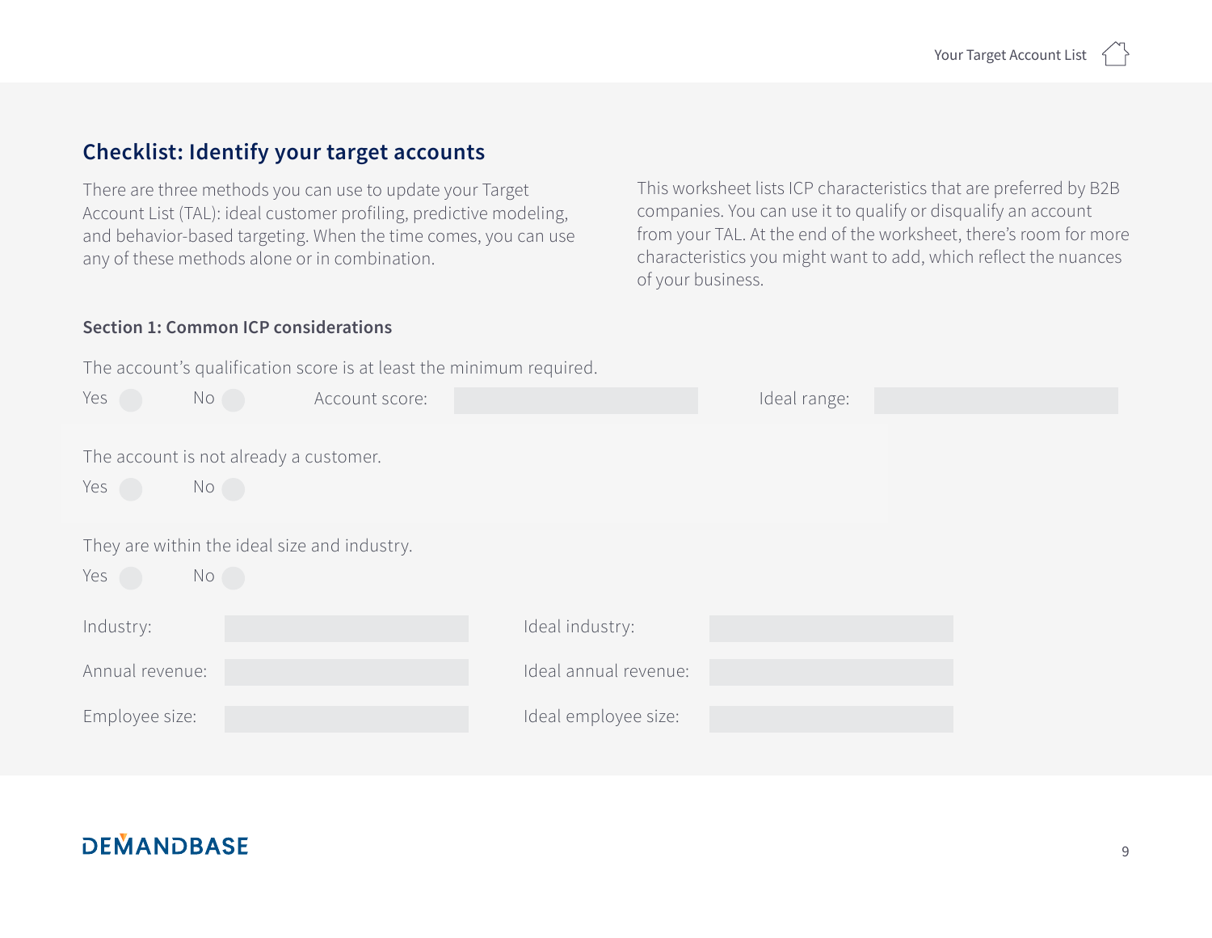## Checklist: Identify your target accounts

There are three methods you can use to update your Target Account List (TAL): ideal customer profiling, predictive modeling, and behavior-based targeting. When the time comes, you can use any of these methods alone or in combination.

This worksheet lists ICP characteristics that are preferred by B2B companies. You can use it to qualify or disqualify an account from your TAL. At the end of the worksheet, there's room for more characteristics you might want to add, which reflect the nuances of your business.

### Section 1: Common ICP considerations

The account's qualification score is at least the minimum required.

Yes ☐ No ☐ Account score: ________ Ideal range: ________

The account is not already a customer.

Yes ☐ No ☐

They are within the ideal size and industry.

Yes ☐ No ☐

Industry: ________ Ideal industry: ________

Annual revenue: ________ Ideal annual revenue: ________

Employee size: ________ Ideal employee size: ________

DEMANDBASE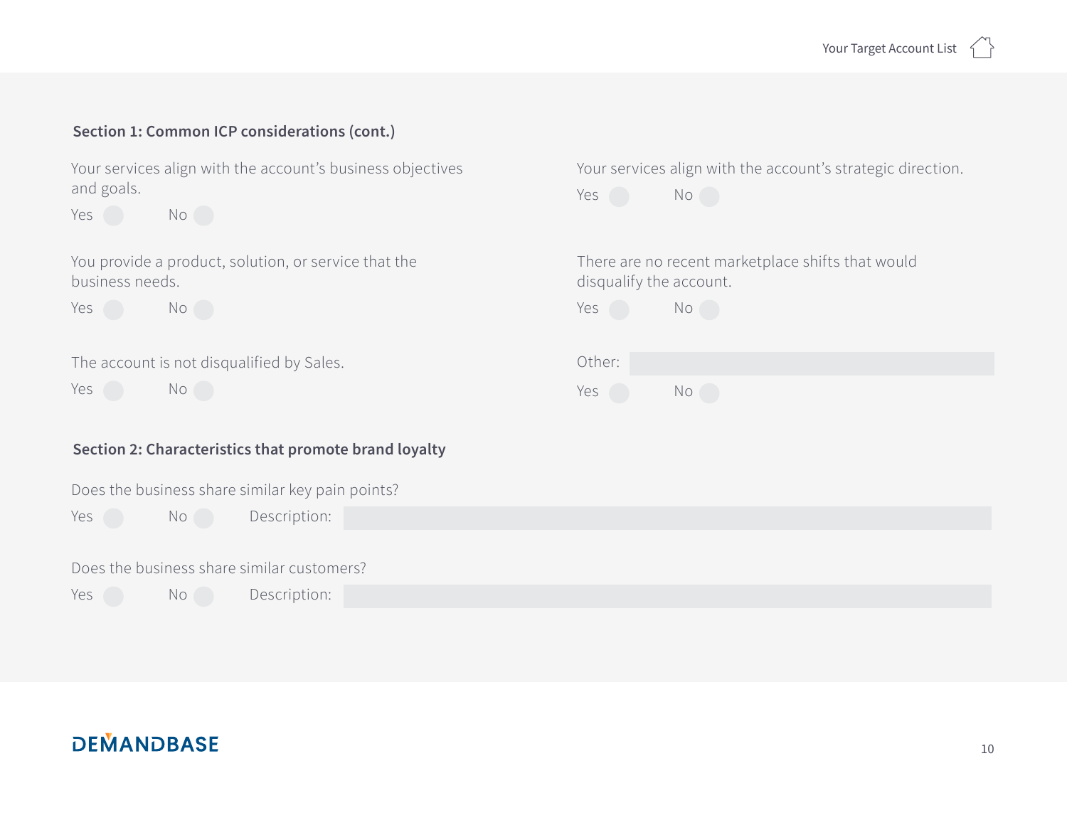### Section 1: Common ICP considerations (cont.)

Your services align with the account's business objectives and goals.

Yes ○ No ○

You provide a product, solution, or service that the business needs.

Yes ○ No ○

The account is not disqualified by Sales.

Yes ○ No ○

Your services align with the account's strategic direction.

Yes ○ No ○

There are no recent marketplace shifts that would disqualify the account.

Yes ○ No ○

Other: ____________________

Yes ○ No ○

### Section 2: Characteristics that promote brand loyalty

Does the business share similar key pain points?

Yes ○ No ○ Description: ____________________

Does the business share similar customers?

Yes ○ No ○ Description: ____________________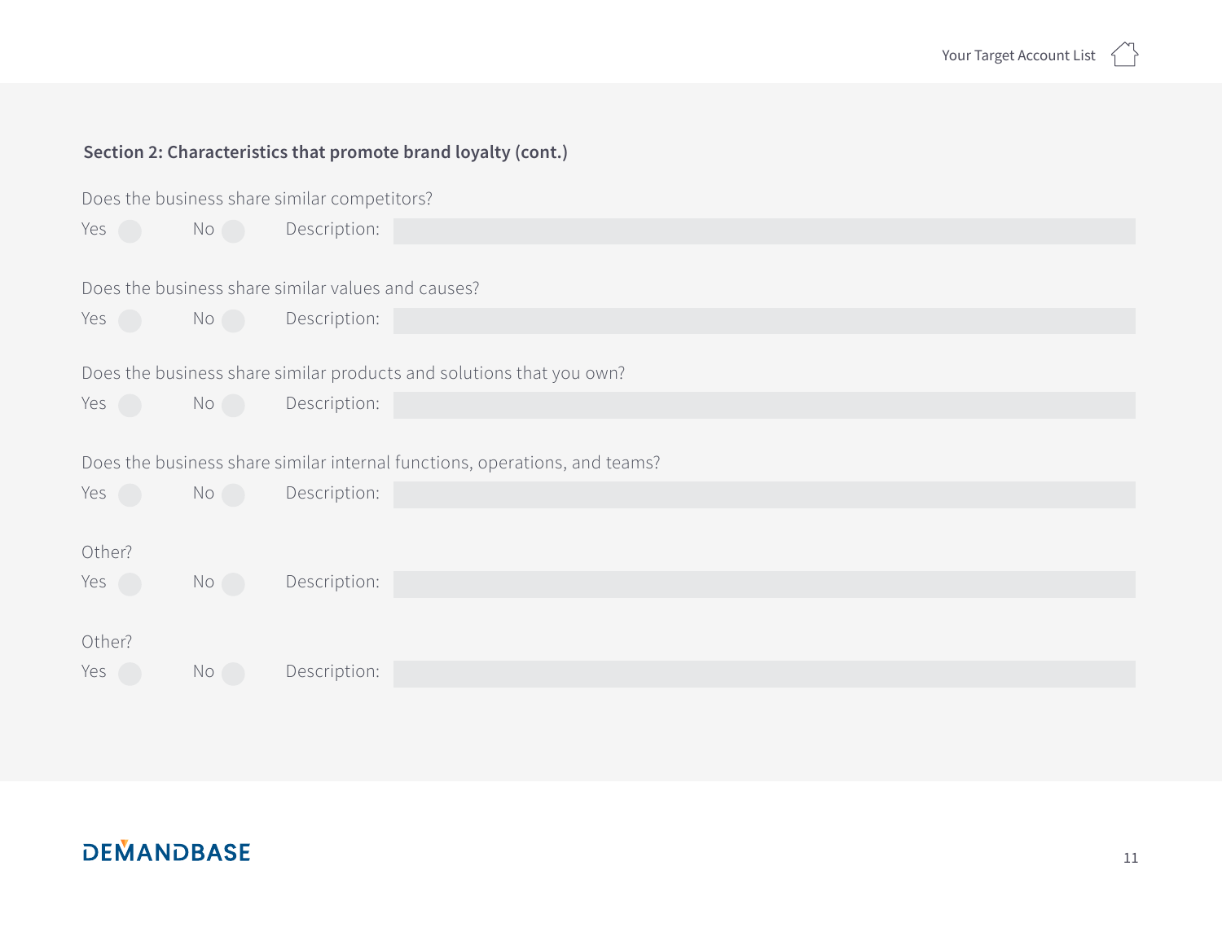## Section 2: Characteristics that promote brand loyalty (cont.)

Does the business share similar competitors?

Yes ◯ No ◯ Description:

Does the business share similar values and causes?

Yes ◯ No ◯ Description:

Does the business share similar products and solutions that you own?

Yes ◯ No ◯ Description:

Does the business share similar internal functions, operations, and teams?

Yes ◯ No ◯ Description:

Other?

Yes ◯ No ◯ Description:

Other?

Yes ◯ No ◯ Description: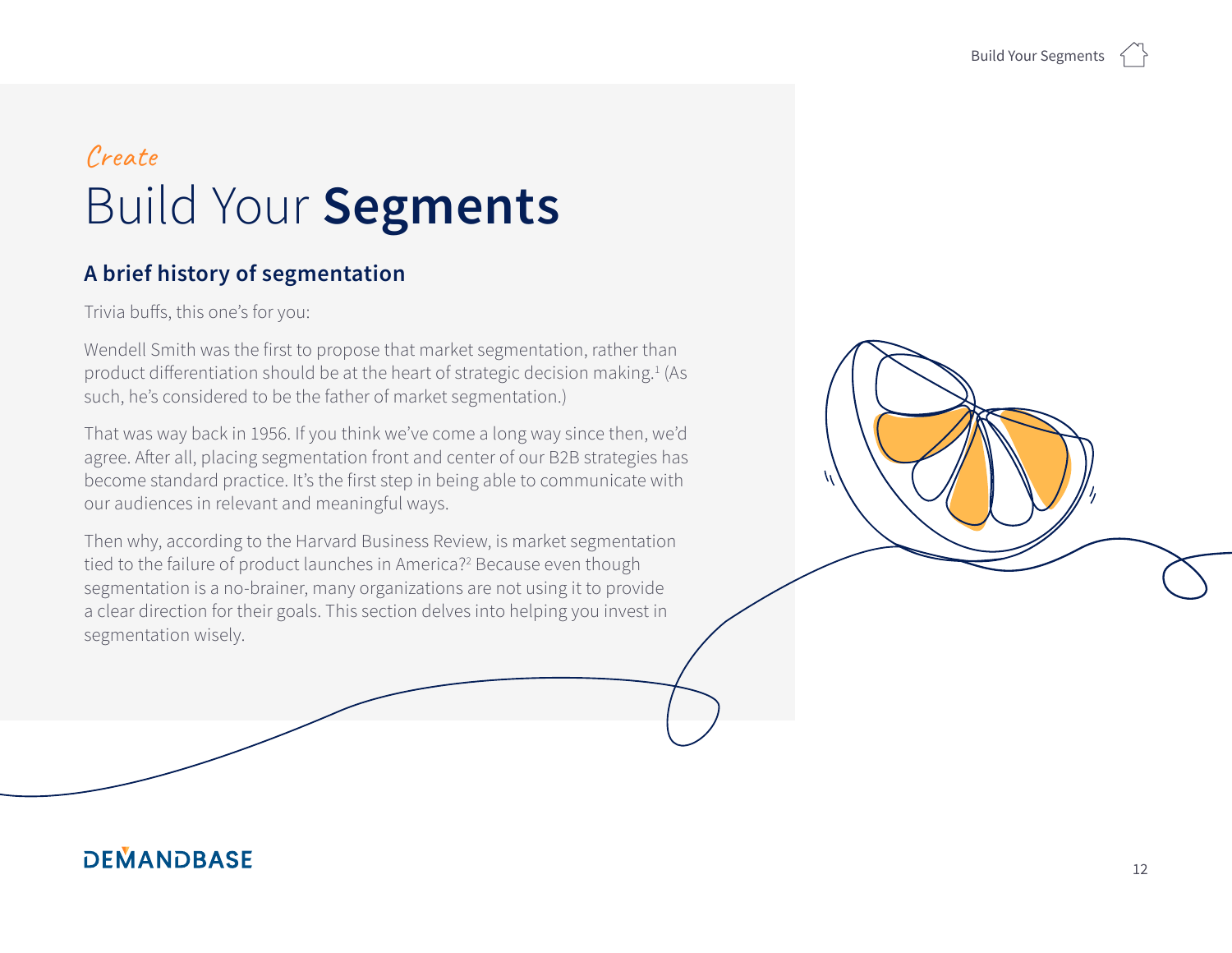*Create*

# Build Your **Segments**

## A brief history of segmentation

Trivia buffs, this one's for you:

Wendell Smith was the first to propose that market segmentation, rather than product differentiation should be at the heart of strategic decision making.[1] (As such, he's considered to be the father of market segmentation.)

That was way back in 1956. If you think we've come a long way since then, we'd agree. After all, placing segmentation front and center of our B2B strategies has become standard practice. It's the first step in being able to communicate with our audiences in relevant and meaningful ways.

Then why, according to the Harvard Business Review, is market segmentation tied to the failure of product launches in America?[2] Because even though segmentation is a no-brainer, many organizations are not using it to provide a clear direction for their goals. This section delves into helping you invest in segmentation wisely.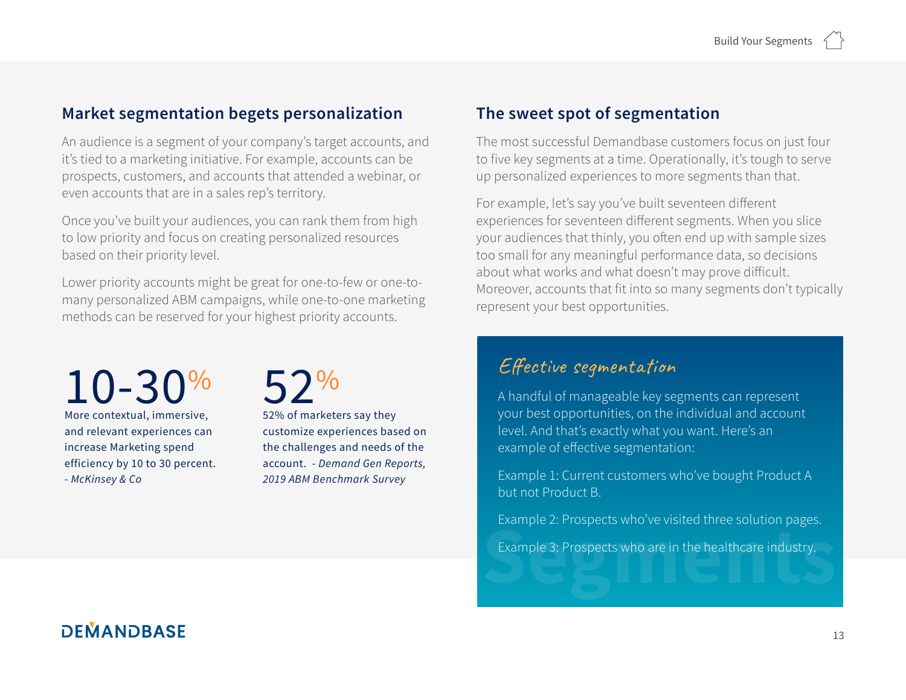## Market segmentation begets personalization

An audience is a segment of your company's target accounts, and it's tied to a marketing initiative. For example, accounts can be prospects, customers, and accounts that attended a webinar, or even accounts that are in a sales rep's territory.

Once you've built your audiences, you can rank them from high to low priority and focus on creating personalized resources based on their priority level.

Lower priority accounts might be great for one-to-few or one-to-many personalized ABM campaigns, while one-to-one marketing methods can be reserved for your highest priority accounts.

**10-30%**

More contextual, immersive, and relevant experiences can increase Marketing spend efficiency by 10 to 30 percent. *- McKinsey & Co*

**52%**

52% of marketers say they customize experiences based on the challenges and needs of the account. *- Demand Gen Reports, 2019 ABM Benchmark Survey*

## The sweet spot of segmentation

The most successful Demandbase customers focus on just four to five key segments at a time. Operationally, it's tough to serve up personalized experiences to more segments than that.

For example, let's say you've built seventeen different experiences for seventeen different segments. When you slice your audiences that thinly, you often end up with sample sizes too small for any meaningful performance data, so decisions about what works and what doesn't may prove difficult. Moreover, accounts that fit into so many segments don't typically represent your best opportunities.

### Effective segmentation

A handful of manageable key segments can represent your best opportunities, on the individual and account level. And that's exactly what you want. Here's an example of effective segmentation:

Example 1: Current customers who've bought Product A but not Product B.

Example 2: Prospects who've visited three solution pages.

Example 3: Prospects who are in the healthcare industry.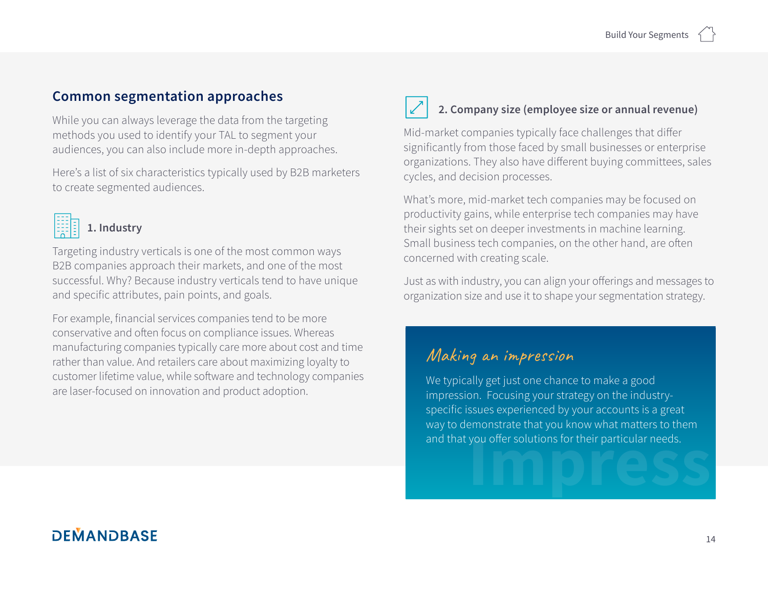## Common segmentation approaches

While you can always leverage the data from the targeting methods you used to identify your TAL to segment your audiences, you can also include more in-depth approaches.

Here's a list of six characteristics typically used by B2B marketers to create segmented audiences.

### 1. Industry

Targeting industry verticals is one of the most common ways B2B companies approach their markets, and one of the most successful. Why? Because industry verticals tend to have unique and specific attributes, pain points, and goals.

For example, financial services companies tend to be more conservative and often focus on compliance issues. Whereas manufacturing companies typically care more about cost and time rather than value. And retailers care about maximizing loyalty to customer lifetime value, while software and technology companies are laser-focused on innovation and product adoption.

### 2. Company size (employee size or annual revenue)

Mid-market companies typically face challenges that differ significantly from those faced by small businesses or enterprise organizations. They also have different buying committees, sales cycles, and decision processes.

What's more, mid-market tech companies may be focused on productivity gains, while enterprise tech companies may have their sights set on deeper investments in machine learning. Small business tech companies, on the other hand, are often concerned with creating scale.

Just as with industry, you can align your offerings and messages to organization size and use it to shape your segmentation strategy.

> *Making an impression*
>
> We typically get just one chance to make a good impression. Focusing your strategy on the industry-specific issues experienced by your accounts is a great way to demonstrate that you know what matters to them and that you offer solutions for their particular needs.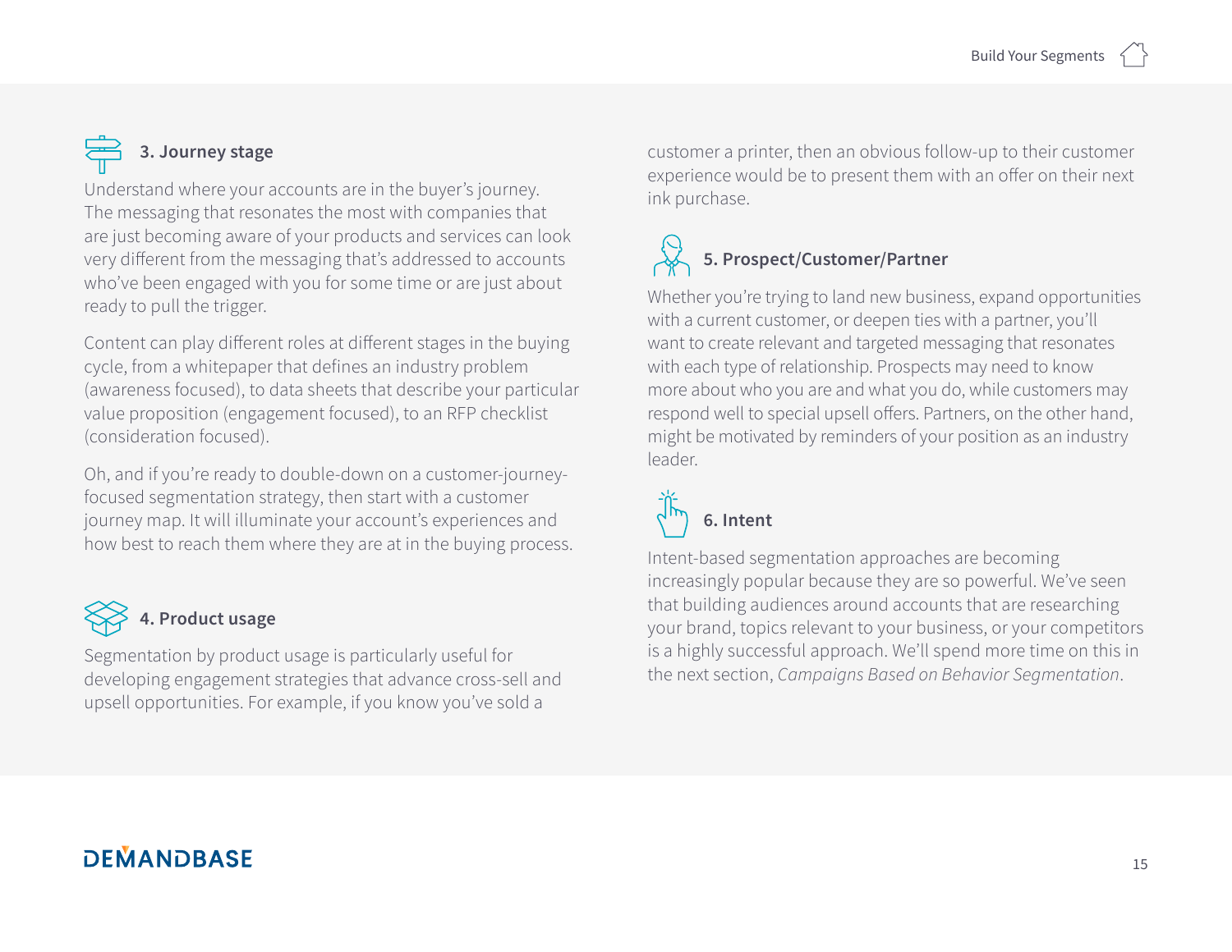### 3. Journey stage

Understand where your accounts are in the buyer's journey. The messaging that resonates the most with companies that are just becoming aware of your products and services can look very different from the messaging that's addressed to accounts who've been engaged with you for some time or are just about ready to pull the trigger.

Content can play different roles at different stages in the buying cycle, from a whitepaper that defines an industry problem (awareness focused), to data sheets that describe your particular value proposition (engagement focused), to an RFP checklist (consideration focused).

Oh, and if you're ready to double-down on a customer-journey-focused segmentation strategy, then start with a customer journey map. It will illuminate your account's experiences and how best to reach them where they are at in the buying process.

### 4. Product usage

Segmentation by product usage is particularly useful for developing engagement strategies that advance cross-sell and upsell opportunities. For example, if you know you've sold a customer a printer, then an obvious follow-up to their customer experience would be to present them with an offer on their next ink purchase.

### 5. Prospect/Customer/Partner

Whether you're trying to land new business, expand opportunities with a current customer, or deepen ties with a partner, you'll want to create relevant and targeted messaging that resonates with each type of relationship. Prospects may need to know more about who you are and what you do, while customers may respond well to special upsell offers. Partners, on the other hand, might be motivated by reminders of your position as an industry leader.

### 6. Intent

Intent-based segmentation approaches are becoming increasingly popular because they are so powerful. We've seen that building audiences around accounts that are researching your brand, topics relevant to your business, or your competitors is a highly successful approach. We'll spend more time on this in the next section, *Campaigns Based on Behavior Segmentation*.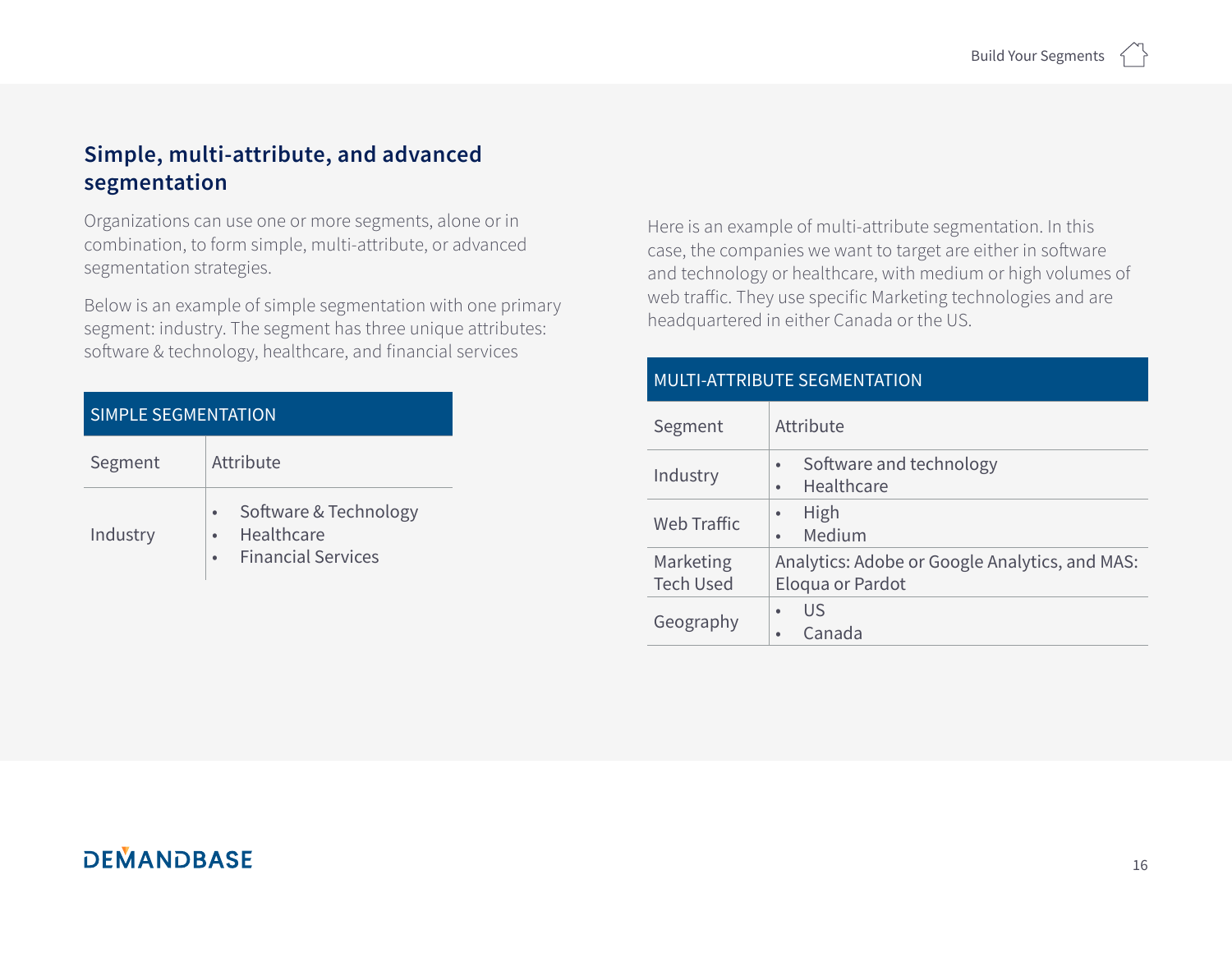## Simple, multi-attribute, and advanced segmentation

Organizations can use one or more segments, alone or in combination, to form simple, multi-attribute, or advanced segmentation strategies.

Below is an example of simple segmentation with one primary segment: industry. The segment has three unique attributes: software & technology, healthcare, and financial services

**SIMPLE SEGMENTATION**

| Segment | Attribute |
|---|---|
| Industry | • Software & Technology<br>• Healthcare<br>• Financial Services |

Here is an example of multi-attribute segmentation. In this case, the companies we want to target are either in software and technology or healthcare, with medium or high volumes of web traffic. They use specific Marketing technologies and are headquartered in either Canada or the US.

**MULTI-ATTRIBUTE SEGMENTATION**

| Segment | Attribute |
|---|---|
| Industry | • Software and technology<br>• Healthcare |
| Web Traffic | • High<br>• Medium |
| Marketing Tech Used | Analytics: Adobe or Google Analytics, and MAS: Eloqua or Pardot |
| Geography | • US<br>• Canada |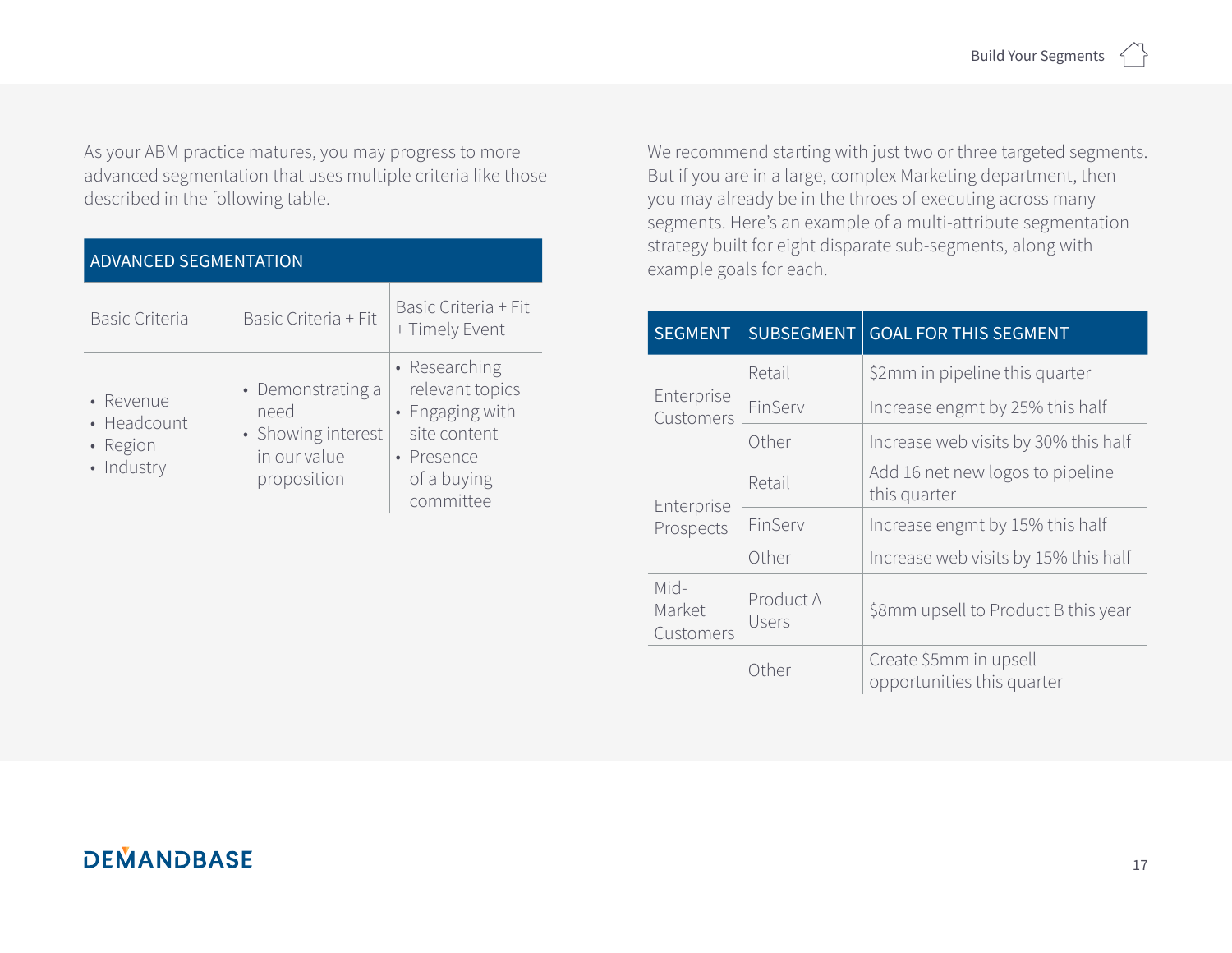As your ABM practice matures, you may progress to more advanced segmentation that uses multiple criteria like those described in the following table.

| ADVANCED SEGMENTATION | | |
|---|---|---|
| Basic Criteria | Basic Criteria + Fit | Basic Criteria + Fit + Timely Event |
| • Revenue<br>• Headcount<br>• Region<br>• Industry | • Demonstrating a need<br>• Showing interest in our value proposition | • Researching relevant topics<br>• Engaging with site content<br>• Presence of a buying committee |

We recommend starting with just two or three targeted segments. But if you are in a large, complex Marketing department, then you may already be in the throes of executing across many segments. Here's an example of a multi-attribute segmentation strategy built for eight disparate sub-segments, along with example goals for each.

| SEGMENT | SUBSEGMENT | GOAL FOR THIS SEGMENT |
|---|---|---|
| Enterprise Customers | Retail | $2mm in pipeline this quarter |
| | FinServ | Increase engmt by 25% this half |
| | Other | Increase web visits by 30% this half |
| Enterprise Prospects | Retail | Add 16 net new logos to pipeline this quarter |
| | FinServ | Increase engmt by 15% this half |
| | Other | Increase web visits by 15% this half |
| Mid-Market Customers | Product A Users | $8mm upsell to Product B this year |
| | Other | Create $5mm in upsell opportunities this quarter |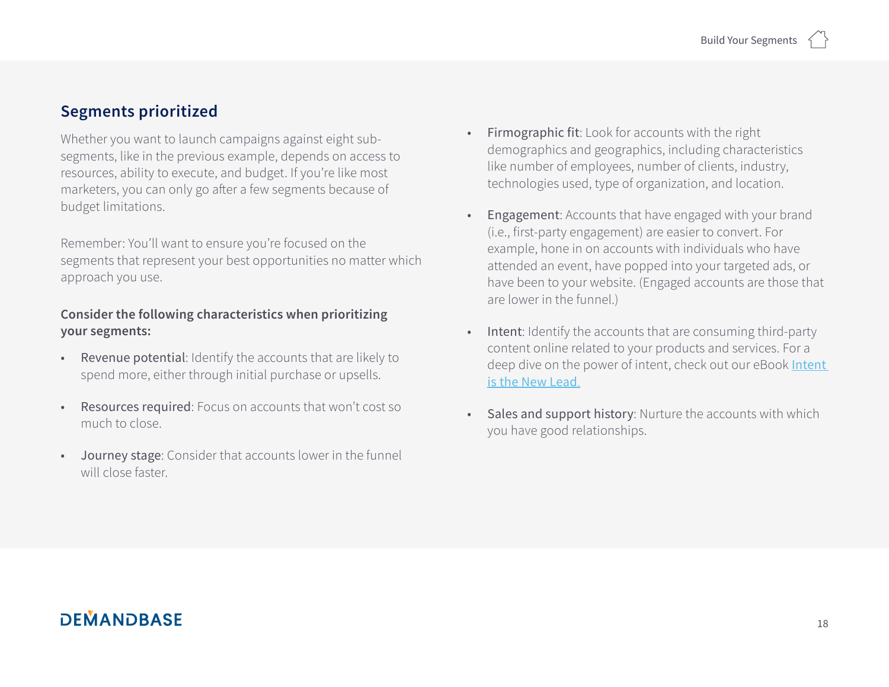## Segments prioritized

Whether you want to launch campaigns against eight sub-segments, like in the previous example, depends on access to resources, ability to execute, and budget. If you're like most marketers, you can only go after a few segments because of budget limitations.

Remember: You'll want to ensure you're focused on the segments that represent your best opportunities no matter which approach you use.

**Consider the following characteristics when prioritizing your segments:**

- Revenue potential: Identify the accounts that are likely to spend more, either through initial purchase or upsells.
- Resources required: Focus on accounts that won't cost so much to close.
- Journey stage: Consider that accounts lower in the funnel will close faster.
- Firmographic fit: Look for accounts with the right demographics and geographics, including characteristics like number of employees, number of clients, industry, technologies used, type of organization, and location.
- Engagement: Accounts that have engaged with your brand (i.e., first-party engagement) are easier to convert. For example, hone in on accounts with individuals who have attended an event, have popped into your targeted ads, or have been to your website. (Engaged accounts are those that are lower in the funnel.)
- Intent: Identify the accounts that are consuming third-party content online related to your products and services. For a deep dive on the power of intent, check out our eBook [Intent is the New Lead.]
- Sales and support history: Nurture the accounts with which you have good relationships.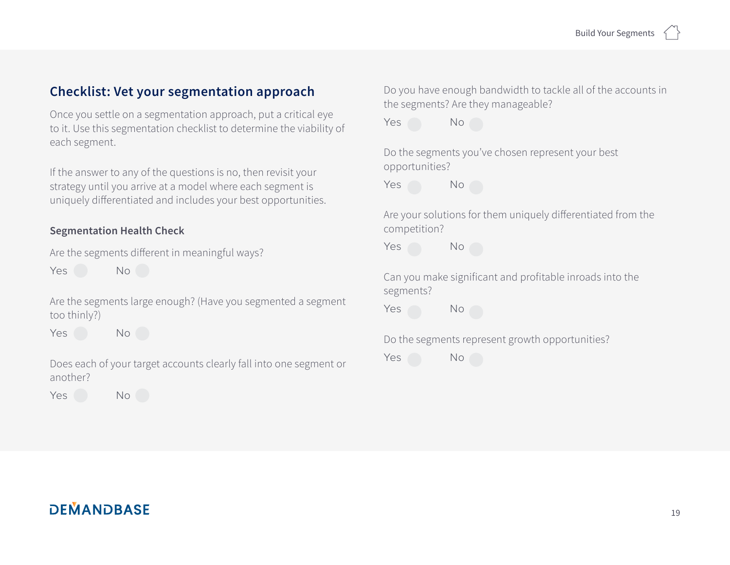## Checklist: Vet your segmentation approach

Once you settle on a segmentation approach, put a critical eye to it. Use this segmentation checklist to determine the viability of each segment.

If the answer to any of the questions is no, then revisit your strategy until you arrive at a model where each segment is uniquely differentiated and includes your best opportunities.

### Segmentation Health Check

Are the segments different in meaningful ways?

Yes No

Are the segments large enough? (Have you segmented a segment too thinly?)

Yes No

Does each of your target accounts clearly fall into one segment or another?

Yes No

Do you have enough bandwidth to tackle all of the accounts in the segments? Are they manageable?

Yes No

Do the segments you've chosen represent your best opportunities?

Yes No

Are your solutions for them uniquely differentiated from the competition?

Yes No

Can you make significant and profitable inroads into the segments?

Yes No

Do the segments represent growth opportunities?

Yes No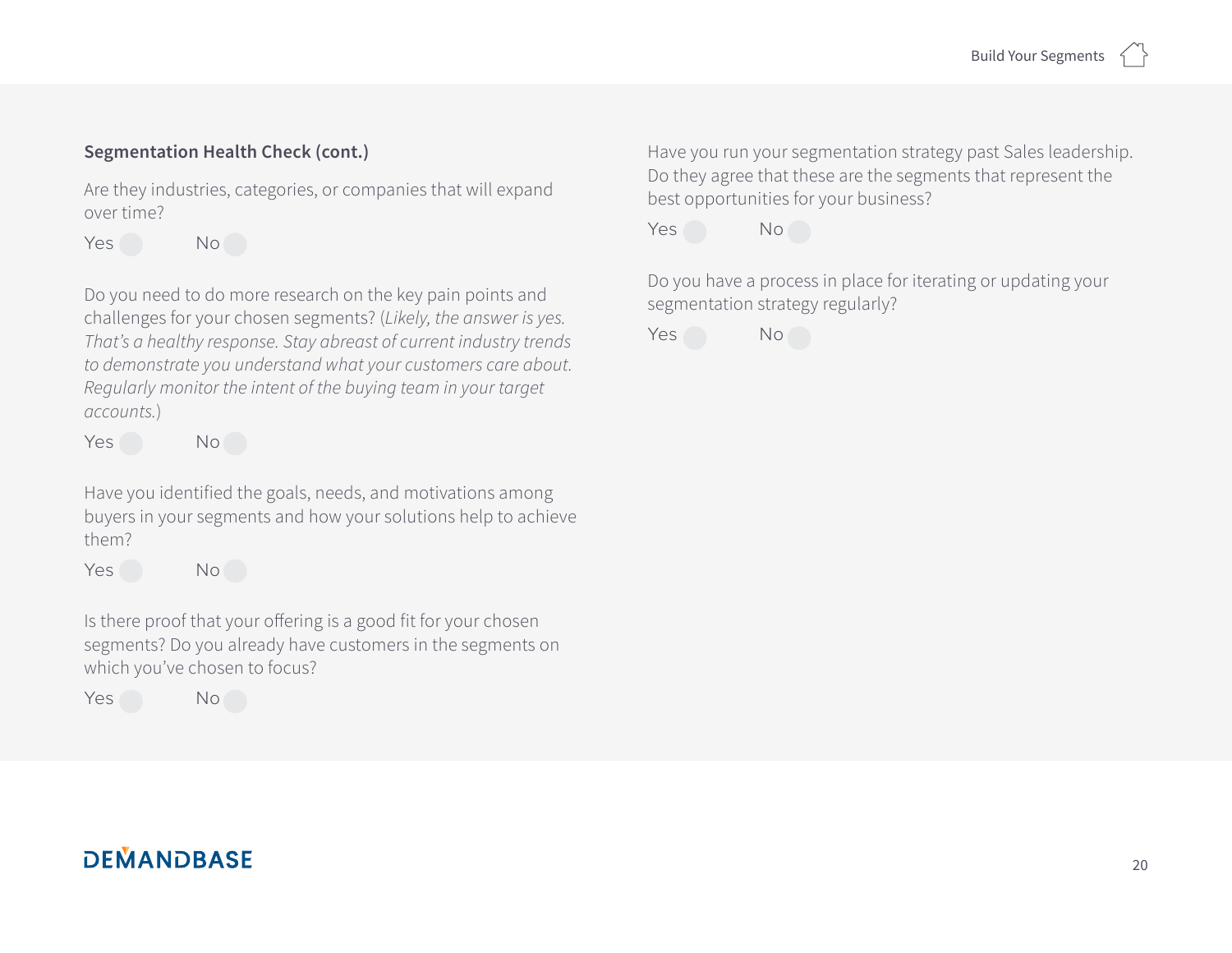**Segmentation Health Check (cont.)**

Are they industries, categories, or companies that will expand over time?

Yes No

Do you need to do more research on the key pain points and challenges for your chosen segments? (*Likely, the answer is yes. That's a healthy response. Stay abreast of current industry trends to demonstrate you understand what your customers care about. Regularly monitor the intent of the buying team in your target accounts.*)

Yes No

Have you identified the goals, needs, and motivations among buyers in your segments and how your solutions help to achieve them?

Yes No

Is there proof that your offering is a good fit for your chosen segments? Do you already have customers in the segments on which you've chosen to focus?

Yes No

Have you run your segmentation strategy past Sales leadership. Do they agree that these are the segments that represent the best opportunities for your business?

Yes No

Do you have a process in place for iterating or updating your segmentation strategy regularly?

Yes No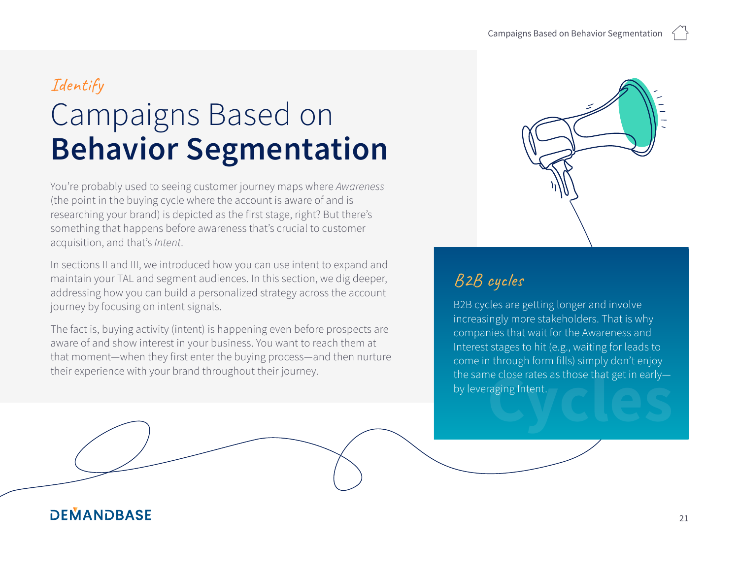*Identify*

# Campaigns Based on **Behavior Segmentation**

You're probably used to seeing customer journey maps where *Awareness* (the point in the buying cycle where the account is aware of and is researching your brand) is depicted as the first stage, right? But there's something that happens before awareness that's crucial to customer acquisition, and that's *Intent*.

In sections II and III, we introduced how you can use intent to expand and maintain your TAL and segment audiences. In this section, we dig deeper, addressing how you can build a personalized strategy across the account journey by focusing on intent signals.

The fact is, buying activity (intent) is happening even before prospects are aware of and show interest in your business. You want to reach them at that moment—when they first enter the buying process—and then nurture their experience with your brand throughout their journey.

## B2B cycles

B2B cycles are getting longer and involve increasingly more stakeholders. That is why companies that wait for the Awareness and Interest stages to hit (e.g., waiting for leads to come in through form fills) simply don't enjoy the same close rates as those that get in early—by leveraging Intent.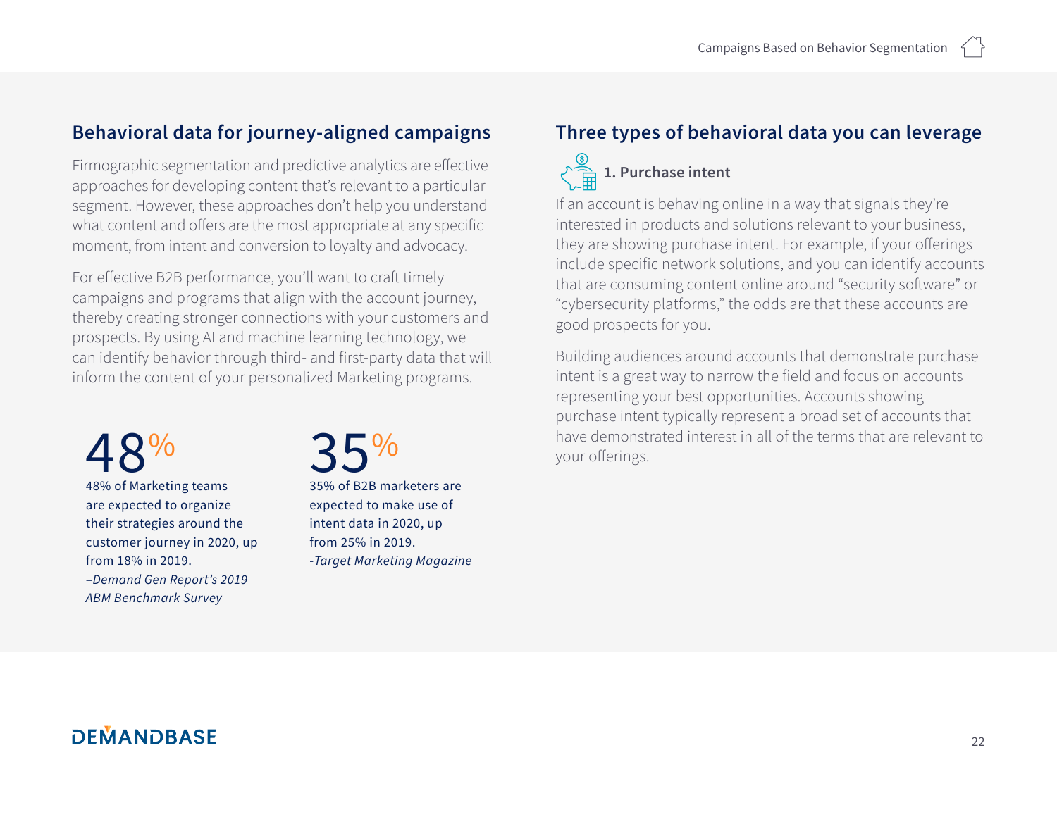## Behavioral data for journey-aligned campaigns

Firmographic segmentation and predictive analytics are effective approaches for developing content that's relevant to a particular segment. However, these approaches don't help you understand what content and offers are the most appropriate at any specific moment, from intent and conversion to loyalty and advocacy.

For effective B2B performance, you'll want to craft timely campaigns and programs that align with the account journey, thereby creating stronger connections with your customers and prospects. By using AI and machine learning technology, we can identify behavior through third- and first-party data that will inform the content of your personalized Marketing programs.

**48%**

48% of Marketing teams are expected to organize their strategies around the customer journey in 2020, up from 18% in 2019.
*–Demand Gen Report's 2019 ABM Benchmark Survey*

**35%**

35% of B2B marketers are expected to make use of intent data in 2020, up from 25% in 2019.
*-Target Marketing Magazine*

## Three types of behavioral data you can leverage

### 1. Purchase intent

If an account is behaving online in a way that signals they're interested in products and solutions relevant to your business, they are showing purchase intent. For example, if your offerings include specific network solutions, and you can identify accounts that are consuming content online around "security software" or "cybersecurity platforms," the odds are that these accounts are good prospects for you.

Building audiences around accounts that demonstrate purchase intent is a great way to narrow the field and focus on accounts representing your best opportunities. Accounts showing purchase intent typically represent a broad set of accounts that have demonstrated interest in all of the terms that are relevant to your offerings.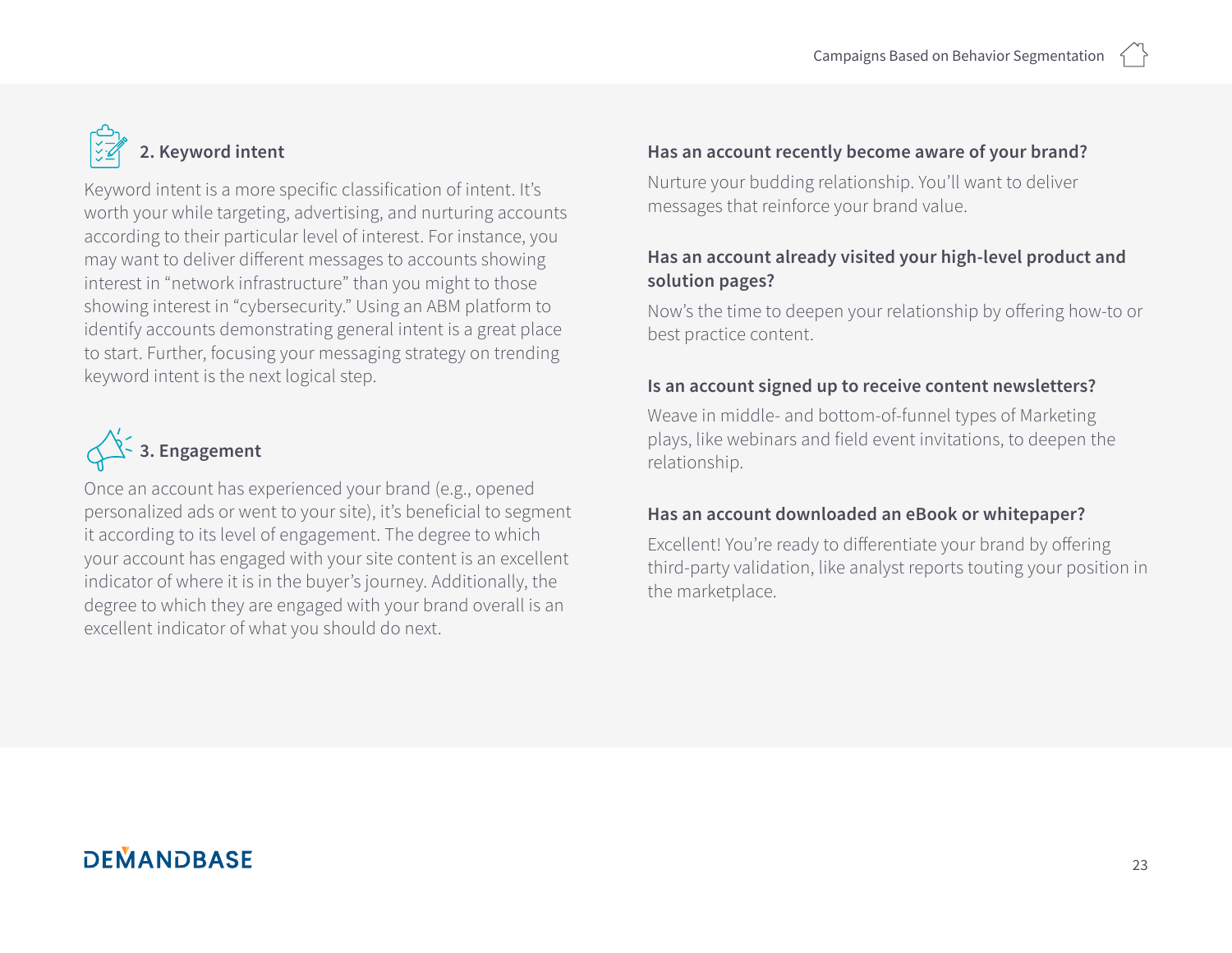## 2. Keyword intent

Keyword intent is a more specific classification of intent. It's worth your while targeting, advertising, and nurturing accounts according to their particular level of interest. For instance, you may want to deliver different messages to accounts showing interest in "network infrastructure" than you might to those showing interest in "cybersecurity." Using an ABM platform to identify accounts demonstrating general intent is a great place to start. Further, focusing your messaging strategy on trending keyword intent is the next logical step.

## 3. Engagement

Once an account has experienced your brand (e.g., opened personalized ads or went to your site), it's beneficial to segment it according to its level of engagement. The degree to which your account has engaged with your site content is an excellent indicator of where it is in the buyer's journey. Additionally, the degree to which they are engaged with your brand overall is an excellent indicator of what you should do next.

**Has an account recently become aware of your brand?**

Nurture your budding relationship. You'll want to deliver messages that reinforce your brand value.

**Has an account already visited your high-level product and solution pages?**

Now's the time to deepen your relationship by offering how-to or best practice content.

**Is an account signed up to receive content newsletters?**

Weave in middle- and bottom-of-funnel types of Marketing plays, like webinars and field event invitations, to deepen the relationship.

**Has an account downloaded an eBook or whitepaper?**

Excellent! You're ready to differentiate your brand by offering third-party validation, like analyst reports touting your position in the marketplace.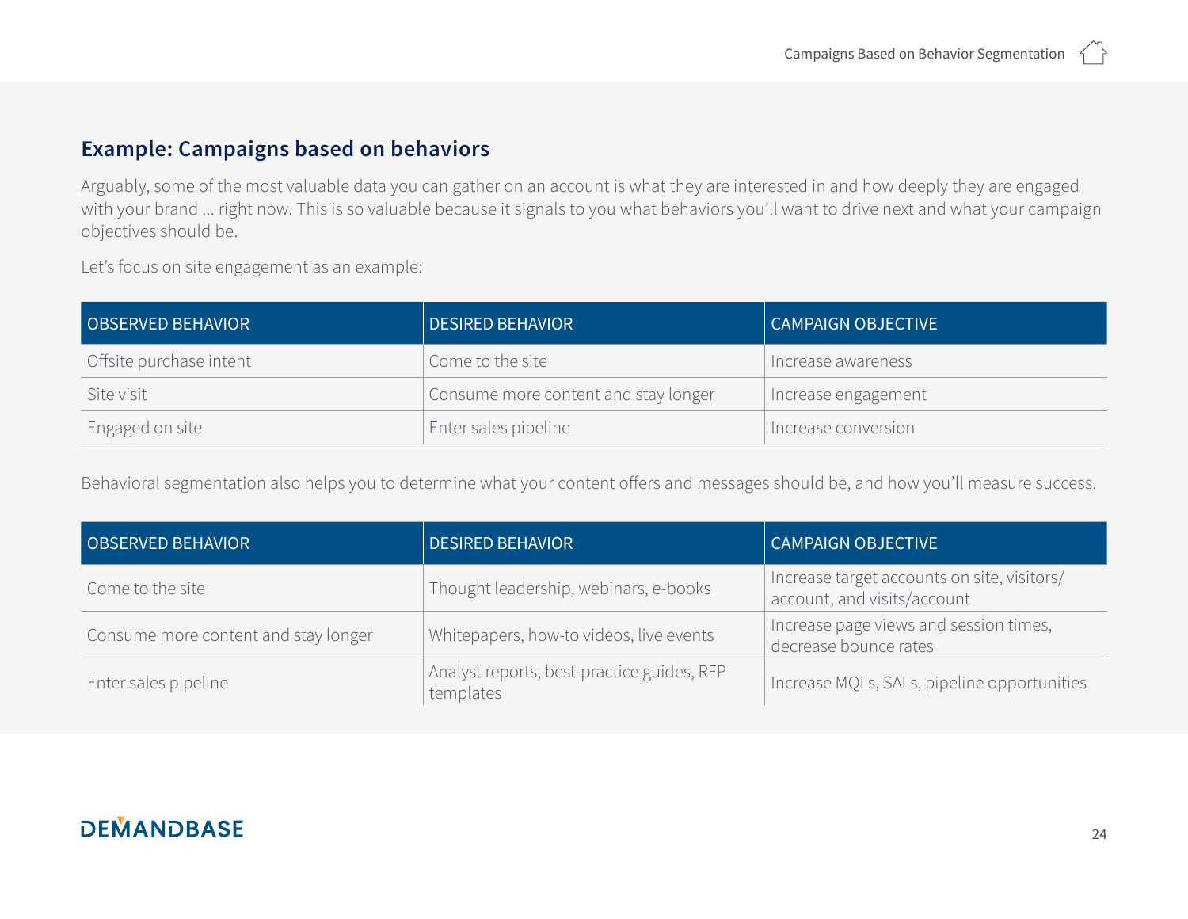## Example: Campaigns based on behaviors

Arguably, some of the most valuable data you can gather on an account is what they are interested in and how deeply they are engaged with your brand ... right now. This is so valuable because it signals to you what behaviors you'll want to drive next and what your campaign objectives should be.

Let's focus on site engagement as an example:

| OBSERVED BEHAVIOR | DESIRED BEHAVIOR | CAMPAIGN OBJECTIVE |
|---|---|---|
| Offsite purchase intent | Come to the site | Increase awareness |
| Site visit | Consume more content and stay longer | Increase engagement |
| Engaged on site | Enter sales pipeline | Increase conversion |

Behavioral segmentation also helps you to determine what your content offers and messages should be, and how you'll measure success.

| OBSERVED BEHAVIOR | DESIRED BEHAVIOR | CAMPAIGN OBJECTIVE |
|---|---|---|
| Come to the site | Thought leadership, webinars, e-books | Increase target accounts on site, visitors/account, and visits/account |
| Consume more content and stay longer | Whitepapers, how-to videos, live events | Increase page views and session times, decrease bounce rates |
| Enter sales pipeline | Analyst reports, best-practice guides, RFP templates | Increase MQLs, SALs, pipeline opportunities |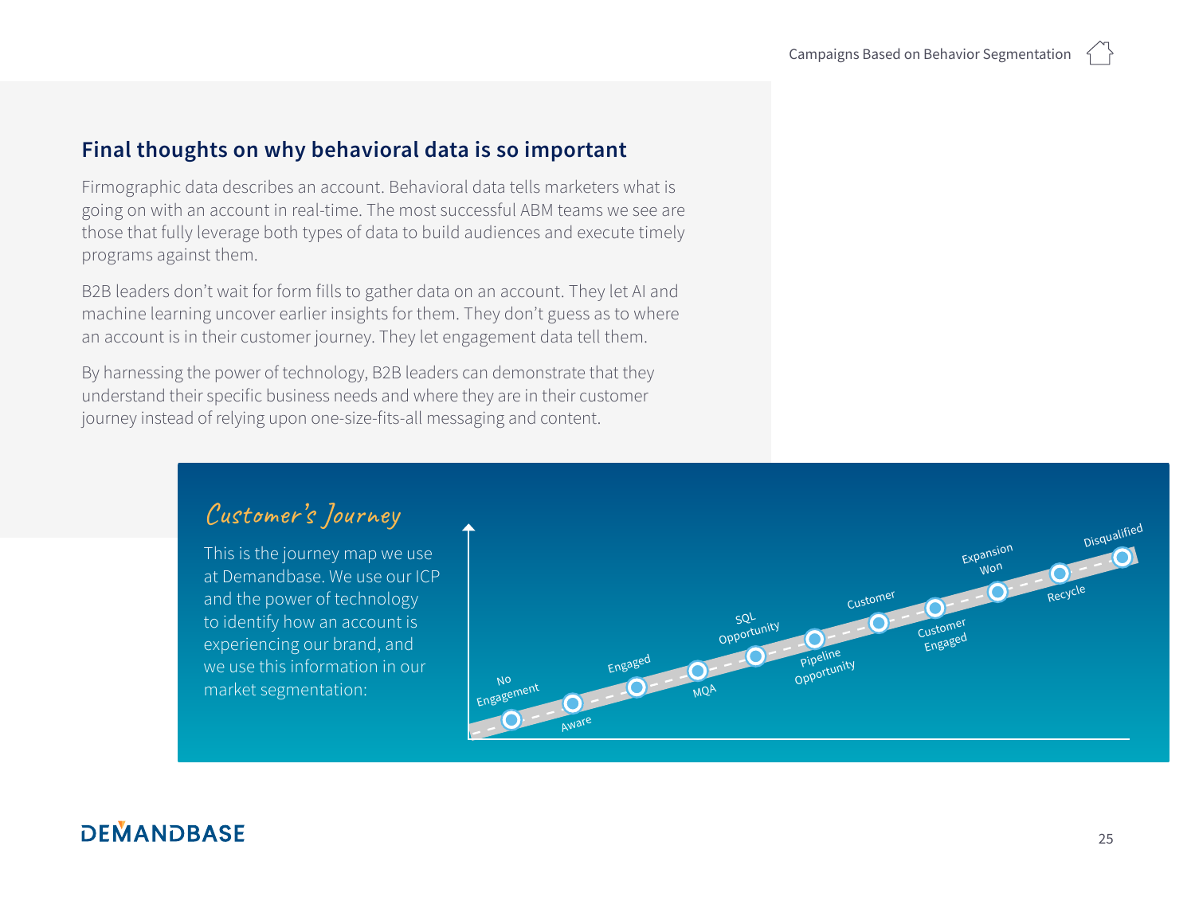## Final thoughts on why behavioral data is so important

Firmographic data describes an account. Behavioral data tells marketers what is going on with an account in real-time. The most successful ABM teams we see are those that fully leverage both types of data to build audiences and execute timely programs against them.

B2B leaders don't wait for form fills to gather data on an account. They let AI and machine learning uncover earlier insights for them. They don't guess as to where an account is in their customer journey. They let engagement data tell them.

By harnessing the power of technology, B2B leaders can demonstrate that they understand their specific business needs and where they are in their customer journey instead of relying upon one-size-fits-all messaging and content.

### Customer's Journey

This is the journey map we use at Demandbase. We use our ICP and the power of technology to identify how an account is experiencing our brand, and we use this information in our market segmentation:

No Engagement → Aware → Engaged → MQA → SQL Opportunity → Pipeline Opportunity → Customer → Customer Engaged → Expansion Won → Recycle → Disqualified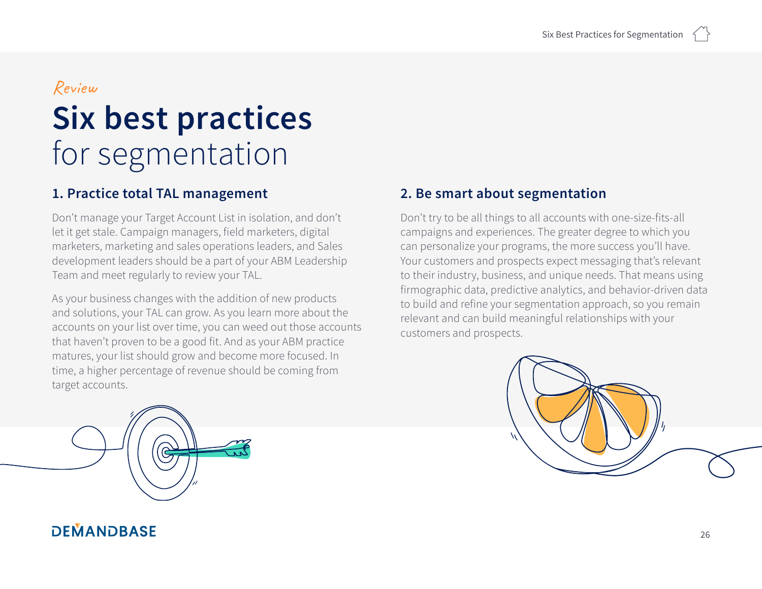*Review*

# Six best practices for segmentation

## 1. Practice total TAL management

Don't manage your Target Account List in isolation, and don't let it get stale. Campaign managers, field marketers, digital marketers, marketing and sales operations leaders, and Sales development leaders should be a part of your ABM Leadership Team and meet regularly to review your TAL.

As your business changes with the addition of new products and solutions, your TAL can grow. As you learn more about the accounts on your list over time, you can weed out those accounts that haven't proven to be a good fit. And as your ABM practice matures, your list should grow and become more focused. In time, a higher percentage of revenue should be coming from target accounts.

## 2. Be smart about segmentation

Don't try to be all things to all accounts with one-size-fits-all campaigns and experiences. The greater degree to which you can personalize your programs, the more success you'll have. Your customers and prospects expect messaging that's relevant to their industry, business, and unique needs. That means using firmographic data, predictive analytics, and behavior-driven data to build and refine your segmentation approach, so you remain relevant and can build meaningful relationships with your customers and prospects.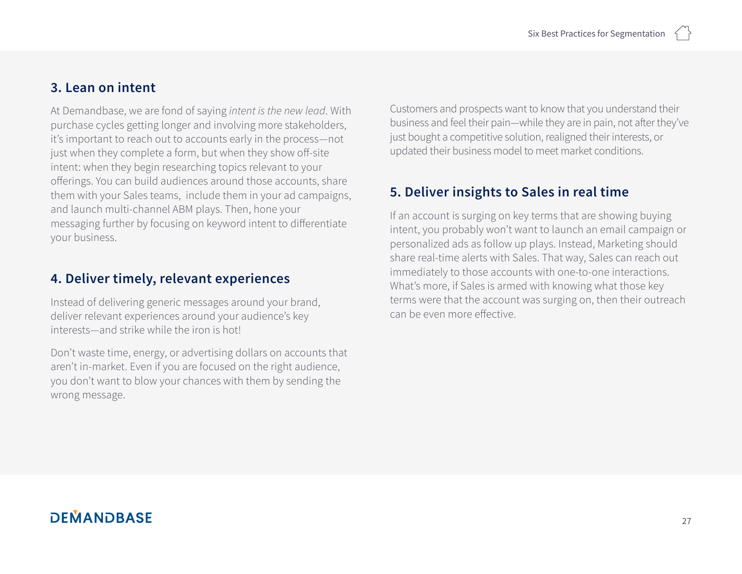## 3. Lean on intent

At Demandbase, we are fond of saying *intent is the new lead*. With purchase cycles getting longer and involving more stakeholders, it's important to reach out to accounts early in the process—not just when they complete a form, but when they show off-site intent: when they begin researching topics relevant to your offerings. You can build audiences around those accounts, share them with your Sales teams,  include them in your ad campaigns, and launch multi-channel ABM plays. Then, hone your messaging further by focusing on keyword intent to differentiate your business.

## 4. Deliver timely, relevant experiences

Instead of delivering generic messages around your brand, deliver relevant experiences around your audience's key interests—and strike while the iron is hot!

Don't waste time, energy, or advertising dollars on accounts that aren't in-market. Even if you are focused on the right audience, you don't want to blow your chances with them by sending the wrong message.

Customers and prospects want to know that you understand their business and feel their pain—while they are in pain, not after they've just bought a competitive solution, realigned their interests, or updated their business model to meet market conditions.

## 5. Deliver insights to Sales in real time

If an account is surging on key terms that are showing buying intent, you probably won't want to launch an email campaign or personalized ads as follow up plays. Instead, Marketing should share real-time alerts with Sales. That way, Sales can reach out immediately to those accounts with one-to-one interactions. What's more, if Sales is armed with knowing what those key terms were that the account was surging on, then their outreach can be even more effective.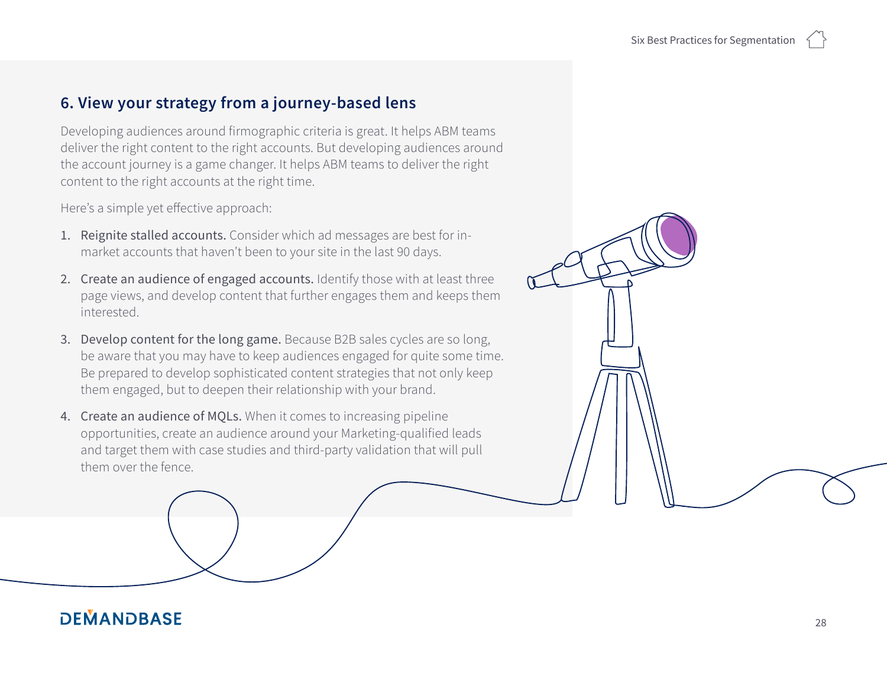## 6. View your strategy from a journey-based lens

Developing audiences around firmographic criteria is great. It helps ABM teams deliver the right content to the right accounts. But developing audiences around the account journey is a game changer. It helps ABM teams to deliver the right content to the right accounts at the right time.

Here's a simple yet effective approach:

1. **Reignite stalled accounts.** Consider which ad messages are best for in-market accounts that haven't been to your site in the last 90 days.
2. **Create an audience of engaged accounts.** Identify those with at least three page views, and develop content that further engages them and keeps them interested.
3. **Develop content for the long game.** Because B2B sales cycles are so long, be aware that you may have to keep audiences engaged for quite some time. Be prepared to develop sophisticated content strategies that not only keep them engaged, but to deepen their relationship with your brand.
4. **Create an audience of MQLs.** When it comes to increasing pipeline opportunities, create an audience around your Marketing-qualified leads and target them with case studies and third-party validation that will pull them over the fence.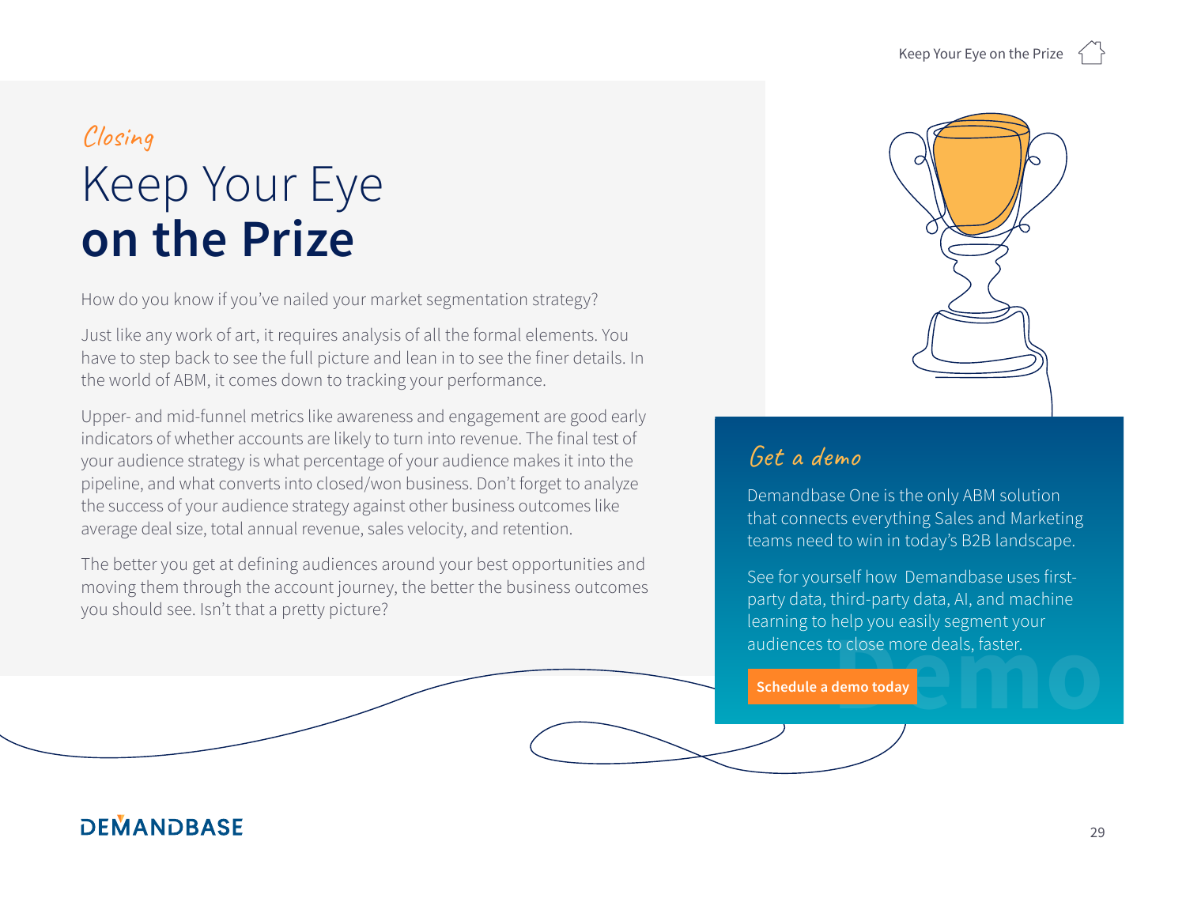*Closing*

# Keep Your Eye **on the Prize**

How do you know if you've nailed your market segmentation strategy?

Just like any work of art, it requires analysis of all the formal elements. You have to step back to see the full picture and lean in to see the finer details. In the world of ABM, it comes down to tracking your performance.

Upper- and mid-funnel metrics like awareness and engagement are good early indicators of whether accounts are likely to turn into revenue. The final test of your audience strategy is what percentage of your audience makes it into the pipeline, and what converts into closed/won business. Don't forget to analyze the success of your audience strategy against other business outcomes like average deal size, total annual revenue, sales velocity, and retention.

The better you get at defining audiences around your best opportunities and moving them through the account journey, the better the business outcomes you should see. Isn't that a pretty picture?

## *Get a demo*

Demandbase One is the only ABM solution that connects everything Sales and Marketing teams need to win in today's B2B landscape.

See for yourself how Demandbase uses first-party data, third-party data, AI, and machine learning to help you easily segment your audiences to close more deals, faster.

**Schedule a demo today**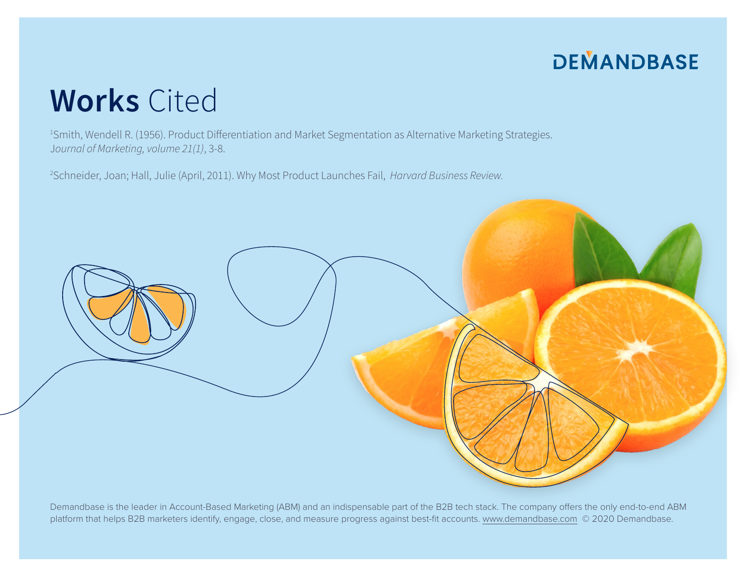DEMANDBASE

# **Works** Cited

[1]Smith, Wendell R. (1956). Product Differentiation and Market Segmentation as Alternative Marketing Strategies. *Journal of Marketing, volume 21(1)*, 3-8.

[2]Schneider, Joan; Hall, Julie (April, 2011). Why Most Product Launches Fail, *Harvard Business Review*.

Demandbase is the leader in Account-Based Marketing (ABM) and an indispensable part of the B2B tech stack. The company offers the only end-to-end ABM platform that helps B2B marketers identify, engage, close, and measure progress against best-fit accounts. www.demandbase.com © 2020 Demandbase.